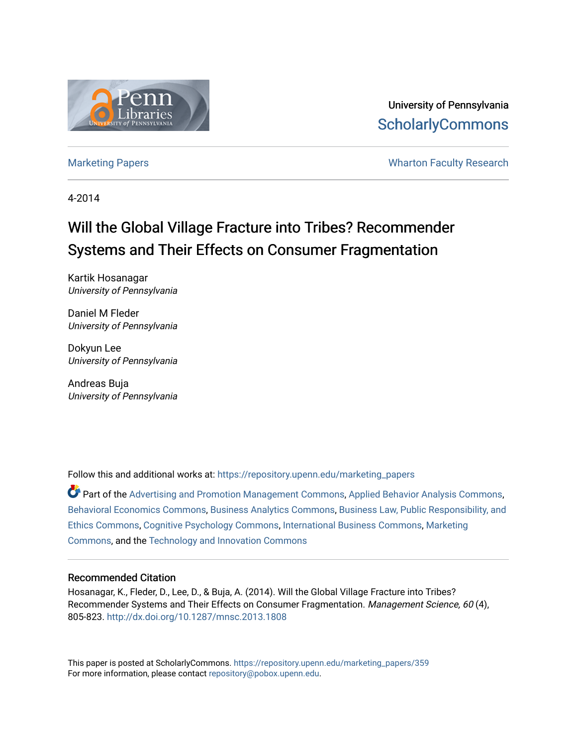University of Pennsylvania
ScholarlyCommons

Marketing Papers | Wharton Faculty Research

4-2014

# Will the Global Village Fracture into Tribes? Recommender Systems and Their Effects on Consumer Fragmentation

Kartik Hosanagar
*University of Pennsylvania*

Daniel M Fleder
*University of Pennsylvania*

Dokyun Lee
*University of Pennsylvania*

Andreas Buja
*University of Pennsylvania*

Follow this and additional works at: https://repository.upenn.edu/marketing_papers

Part of the Advertising and Promotion Management Commons, Applied Behavior Analysis Commons, Behavioral Economics Commons, Business Analytics Commons, Business Law, Public Responsibility, and Ethics Commons, Cognitive Psychology Commons, International Business Commons, Marketing Commons, and the Technology and Innovation Commons

## Recommended Citation

Hosanagar, K., Fleder, D., Lee, D., & Buja, A. (2014). Will the Global Village Fracture into Tribes? Recommender Systems and Their Effects on Consumer Fragmentation. *Management Science, 60* (4), 805-823. http://dx.doi.org/10.1287/mnsc.2013.1808

This paper is posted at ScholarlyCommons. https://repository.upenn.edu/marketing_papers/359
For more information, please contact repository@pobox.upenn.edu.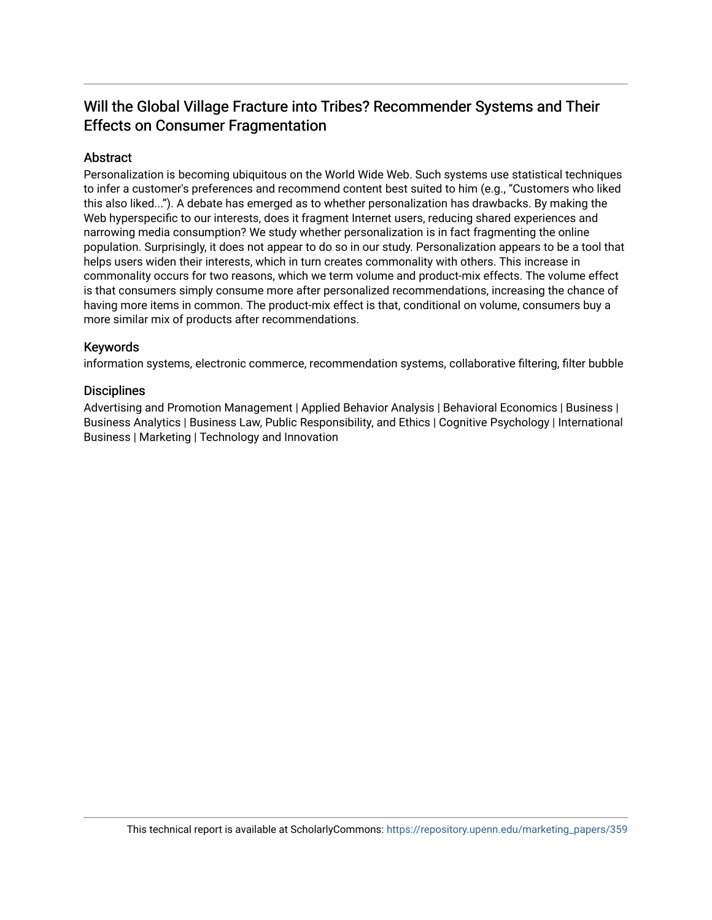## Will the Global Village Fracture into Tribes? Recommender Systems and Their Effects on Consumer Fragmentation

### Abstract

Personalization is becoming ubiquitous on the World Wide Web. Such systems use statistical techniques to infer a customer's preferences and recommend content best suited to him (e.g., "Customers who liked this also liked..."). A debate has emerged as to whether personalization has drawbacks. By making the Web hyperspecific to our interests, does it fragment Internet users, reducing shared experiences and narrowing media consumption? We study whether personalization is in fact fragmenting the online population. Surprisingly, it does not appear to do so in our study. Personalization appears to be a tool that helps users widen their interests, which in turn creates commonality with others. This increase in commonality occurs for two reasons, which we term volume and product-mix effects. The volume effect is that consumers simply consume more after personalized recommendations, increasing the chance of having more items in common. The product-mix effect is that, conditional on volume, consumers buy a more similar mix of products after recommendations.

### Keywords

information systems, electronic commerce, recommendation systems, collaborative filtering, filter bubble

### Disciplines

Advertising and Promotion Management | Applied Behavior Analysis | Behavioral Economics | Business | Business Analytics | Business Law, Public Responsibility, and Ethics | Cognitive Psychology | International Business | Marketing | Technology and Innovation

This technical report is available at ScholarlyCommons: https://repository.upenn.edu/marketing_papers/359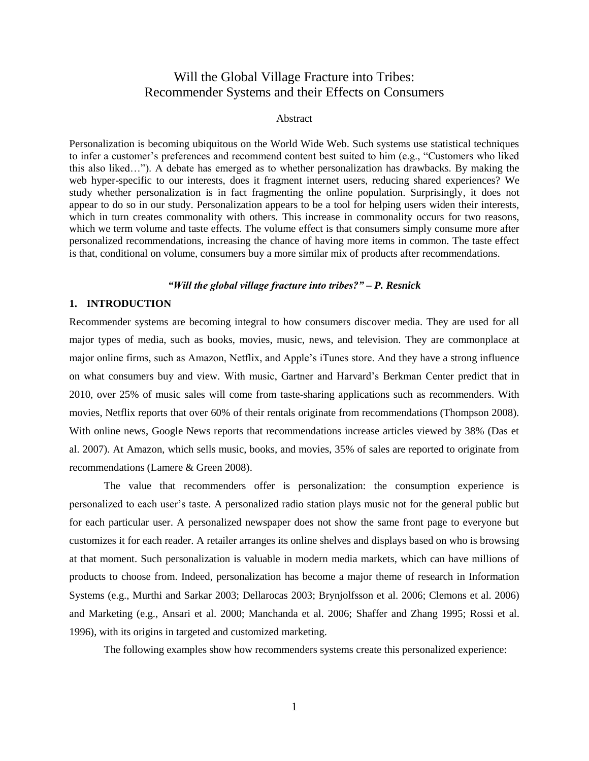# Will the Global Village Fracture into Tribes: Recommender Systems and their Effects on Consumers

## Abstract

Personalization is becoming ubiquitous on the World Wide Web. Such systems use statistical techniques to infer a customer's preferences and recommend content best suited to him (e.g., "Customers who liked this also liked…"). A debate has emerged as to whether personalization has drawbacks. By making the web hyper-specific to our interests, does it fragment internet users, reducing shared experiences? We study whether personalization is in fact fragmenting the online population. Surprisingly, it does not appear to do so in our study. Personalization appears to be a tool for helping users widen their interests, which in turn creates commonality with others. This increase in commonality occurs for two reasons, which we term volume and taste effects. The volume effect is that consumers simply consume more after personalized recommendations, increasing the chance of having more items in common. The taste effect is that, conditional on volume, consumers buy a more similar mix of products after recommendations.

***"Will the global village fracture into tribes?" – P. Resnick***

## 1. INTRODUCTION

Recommender systems are becoming integral to how consumers discover media. They are used for all major types of media, such as books, movies, music, news, and television. They are commonplace at major online firms, such as Amazon, Netflix, and Apple's iTunes store. And they have a strong influence on what consumers buy and view. With music, Gartner and Harvard's Berkman Center predict that in 2010, over 25% of music sales will come from taste-sharing applications such as recommenders. With movies, Netflix reports that over 60% of their rentals originate from recommendations (Thompson 2008). With online news, Google News reports that recommendations increase articles viewed by 38% (Das et al. 2007). At Amazon, which sells music, books, and movies, 35% of sales are reported to originate from recommendations (Lamere & Green 2008).

The value that recommenders offer is personalization: the consumption experience is personalized to each user's taste. A personalized radio station plays music not for the general public but for each particular user. A personalized newspaper does not show the same front page to everyone but customizes it for each reader. A retailer arranges its online shelves and displays based on who is browsing at that moment. Such personalization is valuable in modern media markets, which can have millions of products to choose from. Indeed, personalization has become a major theme of research in Information Systems (e.g., Murthi and Sarkar 2003; Dellarocas 2003; Brynjolfsson et al. 2006; Clemons et al. 2006) and Marketing (e.g., Ansari et al. 2000; Manchanda et al. 2006; Shaffer and Zhang 1995; Rossi et al. 1996), with its origins in targeted and customized marketing.

The following examples show how recommenders systems create this personalized experience: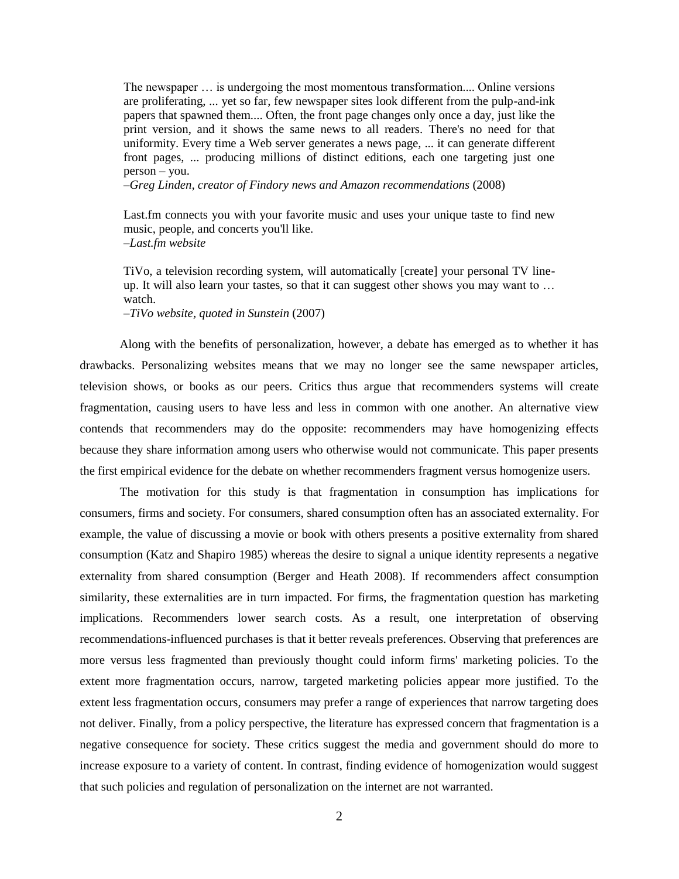> The newspaper … is undergoing the most momentous transformation.... Online versions are proliferating, ... yet so far, few newspaper sites look different from the pulp-and-ink papers that spawned them.... Often, the front page changes only once a day, just like the print version, and it shows the same news to all readers. There's no need for that uniformity. Every time a Web server generates a news page, ... it can generate different front pages, ... producing millions of distinct editions, each one targeting just one person – you.
>
> –*Greg Linden, creator of Findory news and Amazon recommendations* (2008)

> Last.fm connects you with your favorite music and uses your unique taste to find new music, people, and concerts you'll like.
>
> –*Last.fm website*

> TiVo, a television recording system, will automatically [create] your personal TV line-up. It will also learn your tastes, so that it can suggest other shows you may want to … watch.
>
> –*TiVo website, quoted in Sunstein* (2007)

Along with the benefits of personalization, however, a debate has emerged as to whether it has drawbacks. Personalizing websites means that we may no longer see the same newspaper articles, television shows, or books as our peers. Critics thus argue that recommenders systems will create fragmentation, causing users to have less and less in common with one another. An alternative view contends that recommenders may do the opposite: recommenders may have homogenizing effects because they share information among users who otherwise would not communicate. This paper presents the first empirical evidence for the debate on whether recommenders fragment versus homogenize users.

The motivation for this study is that fragmentation in consumption has implications for consumers, firms and society. For consumers, shared consumption often has an associated externality. For example, the value of discussing a movie or book with others presents a positive externality from shared consumption (Katz and Shapiro 1985) whereas the desire to signal a unique identity represents a negative externality from shared consumption (Berger and Heath 2008). If recommenders affect consumption similarity, these externalities are in turn impacted. For firms, the fragmentation question has marketing implications. Recommenders lower search costs. As a result, one interpretation of observing recommendations-influenced purchases is that it better reveals preferences. Observing that preferences are more versus less fragmented than previously thought could inform firms' marketing policies. To the extent more fragmentation occurs, narrow, targeted marketing policies appear more justified. To the extent less fragmentation occurs, consumers may prefer a range of experiences that narrow targeting does not deliver. Finally, from a policy perspective, the literature has expressed concern that fragmentation is a negative consequence for society. These critics suggest the media and government should do more to increase exposure to a variety of content. In contrast, finding evidence of homogenization would suggest that such policies and regulation of personalization on the internet are not warranted.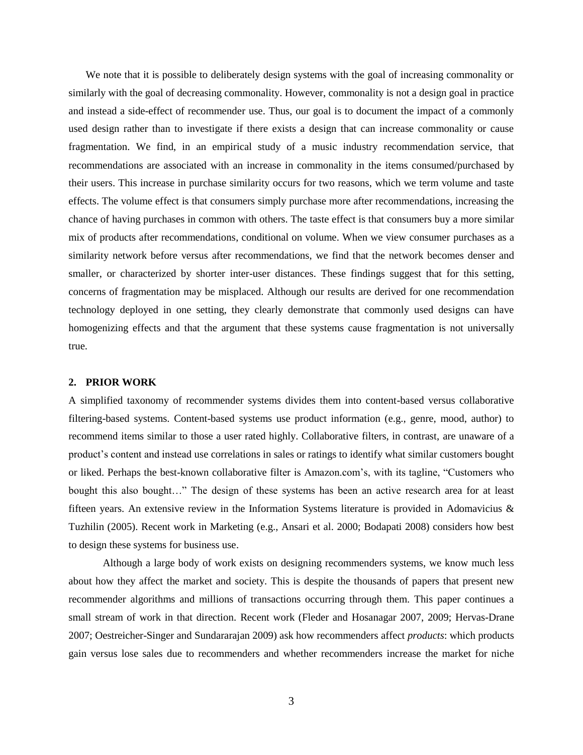We note that it is possible to deliberately design systems with the goal of increasing commonality or similarly with the goal of decreasing commonality. However, commonality is not a design goal in practice and instead a side-effect of recommender use. Thus, our goal is to document the impact of a commonly used design rather than to investigate if there exists a design that can increase commonality or cause fragmentation. We find, in an empirical study of a music industry recommendation service, that recommendations are associated with an increase in commonality in the items consumed/purchased by their users. This increase in purchase similarity occurs for two reasons, which we term volume and taste effects. The volume effect is that consumers simply purchase more after recommendations, increasing the chance of having purchases in common with others. The taste effect is that consumers buy a more similar mix of products after recommendations, conditional on volume. When we view consumer purchases as a similarity network before versus after recommendations, we find that the network becomes denser and smaller, or characterized by shorter inter-user distances. These findings suggest that for this setting, concerns of fragmentation may be misplaced. Although our results are derived for one recommendation technology deployed in one setting, they clearly demonstrate that commonly used designs can have homogenizing effects and that the argument that these systems cause fragmentation is not universally true.

## 2. PRIOR WORK

A simplified taxonomy of recommender systems divides them into content-based versus collaborative filtering-based systems. Content-based systems use product information (e.g., genre, mood, author) to recommend items similar to those a user rated highly. Collaborative filters, in contrast, are unaware of a product's content and instead use correlations in sales or ratings to identify what similar customers bought or liked. Perhaps the best-known collaborative filter is Amazon.com's, with its tagline, "Customers who bought this also bought…" The design of these systems has been an active research area for at least fifteen years. An extensive review in the Information Systems literature is provided in Adomavicius & Tuzhilin (2005). Recent work in Marketing (e.g., Ansari et al. 2000; Bodapati 2008) considers how best to design these systems for business use.

Although a large body of work exists on designing recommenders systems, we know much less about how they affect the market and society. This is despite the thousands of papers that present new recommender algorithms and millions of transactions occurring through them. This paper continues a small stream of work in that direction. Recent work (Fleder and Hosanagar 2007, 2009; Hervas-Drane 2007; Oestreicher-Singer and Sundararajan 2009) ask how recommenders affect *products*: which products gain versus lose sales due to recommenders and whether recommenders increase the market for niche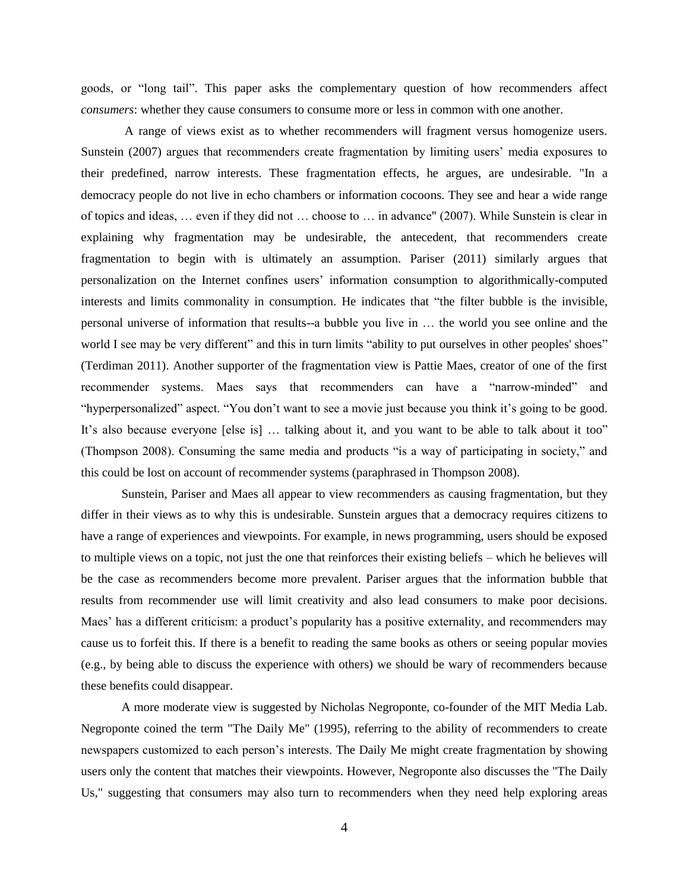goods, or "long tail". This paper asks the complementary question of how recommenders affect *consumers*: whether they cause consumers to consume more or less in common with one another.

A range of views exist as to whether recommenders will fragment versus homogenize users. Sunstein (2007) argues that recommenders create fragmentation by limiting users' media exposures to their predefined, narrow interests. These fragmentation effects, he argues, are undesirable. "In a democracy people do not live in echo chambers or information cocoons. They see and hear a wide range of topics and ideas, … even if they did not … choose to … in advance" (2007). While Sunstein is clear in explaining why fragmentation may be undesirable, the antecedent, that recommenders create fragmentation to begin with is ultimately an assumption. Pariser (2011) similarly argues that personalization on the Internet confines users' information consumption to algorithmically-computed interests and limits commonality in consumption. He indicates that "the filter bubble is the invisible, personal universe of information that results--a bubble you live in … the world you see online and the world I see may be very different" and this in turn limits "ability to put ourselves in other peoples' shoes" (Terdiman 2011). Another supporter of the fragmentation view is Pattie Maes, creator of one of the first recommender systems. Maes says that recommenders can have a "narrow-minded" and "hyperpersonalized" aspect. "You don't want to see a movie just because you think it's going to be good. It's also because everyone [else is] … talking about it, and you want to be able to talk about it too" (Thompson 2008). Consuming the same media and products "is a way of participating in society," and this could be lost on account of recommender systems (paraphrased in Thompson 2008).

Sunstein, Pariser and Maes all appear to view recommenders as causing fragmentation, but they differ in their views as to why this is undesirable. Sunstein argues that a democracy requires citizens to have a range of experiences and viewpoints. For example, in news programming, users should be exposed to multiple views on a topic, not just the one that reinforces their existing beliefs – which he believes will be the case as recommenders become more prevalent. Pariser argues that the information bubble that results from recommender use will limit creativity and also lead consumers to make poor decisions. Maes' has a different criticism: a product's popularity has a positive externality, and recommenders may cause us to forfeit this. If there is a benefit to reading the same books as others or seeing popular movies (e.g., by being able to discuss the experience with others) we should be wary of recommenders because these benefits could disappear.

A more moderate view is suggested by Nicholas Negroponte, co-founder of the MIT Media Lab. Negroponte coined the term "The Daily Me" (1995), referring to the ability of recommenders to create newspapers customized to each person's interests. The Daily Me might create fragmentation by showing users only the content that matches their viewpoints. However, Negroponte also discusses the "The Daily Us," suggesting that consumers may also turn to recommenders when they need help exploring areas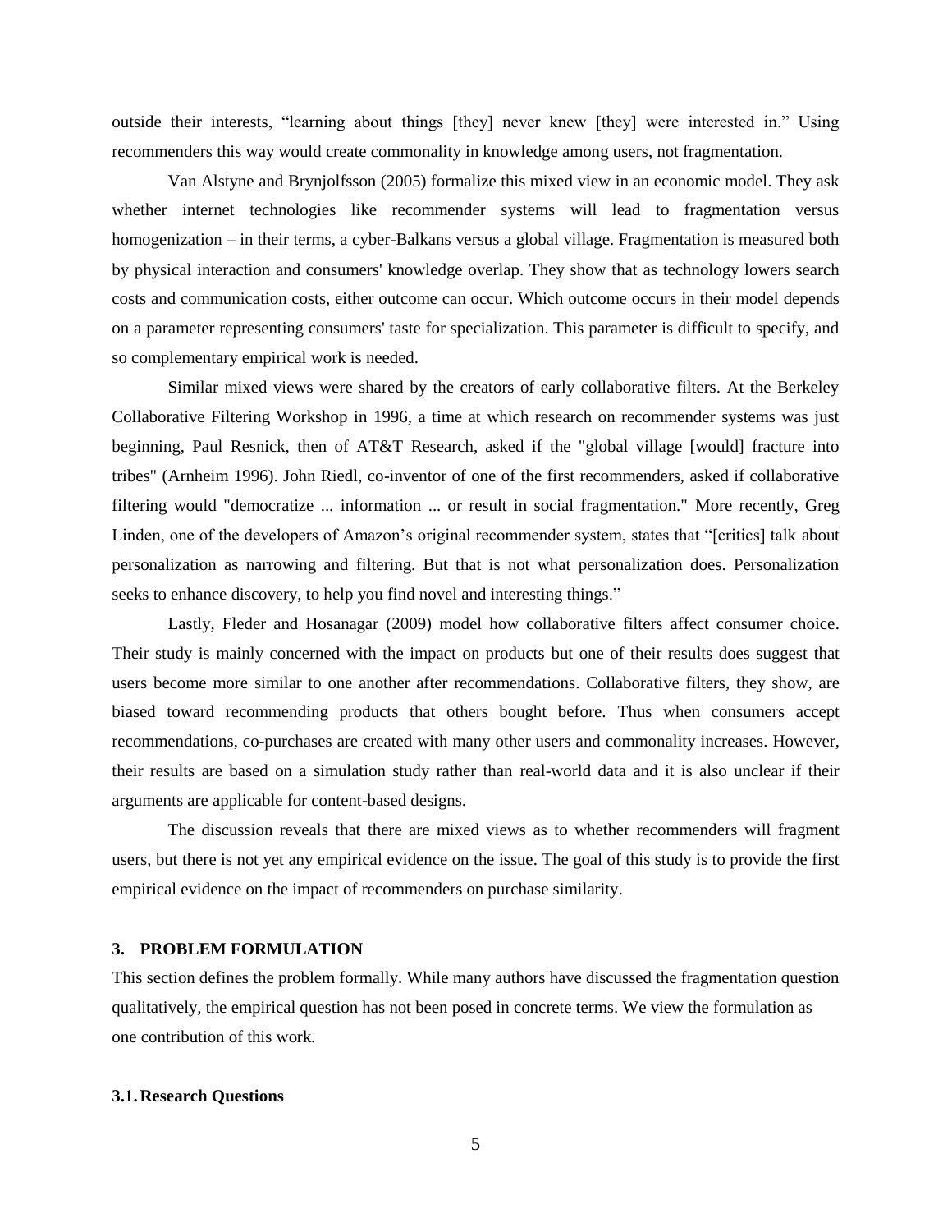outside their interests, "learning about things [they] never knew [they] were interested in." Using recommenders this way would create commonality in knowledge among users, not fragmentation.

Van Alstyne and Brynjolfsson (2005) formalize this mixed view in an economic model. They ask whether internet technologies like recommender systems will lead to fragmentation versus homogenization – in their terms, a cyber-Balkans versus a global village. Fragmentation is measured both by physical interaction and consumers' knowledge overlap. They show that as technology lowers search costs and communication costs, either outcome can occur. Which outcome occurs in their model depends on a parameter representing consumers' taste for specialization. This parameter is difficult to specify, and so complementary empirical work is needed.

Similar mixed views were shared by the creators of early collaborative filters. At the Berkeley Collaborative Filtering Workshop in 1996, a time at which research on recommender systems was just beginning, Paul Resnick, then of AT&T Research, asked if the "global village [would] fracture into tribes" (Arnheim 1996). John Riedl, co-inventor of one of the first recommenders, asked if collaborative filtering would "democratize ... information ... or result in social fragmentation." More recently, Greg Linden, one of the developers of Amazon's original recommender system, states that "[critics] talk about personalization as narrowing and filtering. But that is not what personalization does. Personalization seeks to enhance discovery, to help you find novel and interesting things."

Lastly, Fleder and Hosanagar (2009) model how collaborative filters affect consumer choice. Their study is mainly concerned with the impact on products but one of their results does suggest that users become more similar to one another after recommendations. Collaborative filters, they show, are biased toward recommending products that others bought before. Thus when consumers accept recommendations, co-purchases are created with many other users and commonality increases. However, their results are based on a simulation study rather than real-world data and it is also unclear if their arguments are applicable for content-based designs.

The discussion reveals that there are mixed views as to whether recommenders will fragment users, but there is not yet any empirical evidence on the issue. The goal of this study is to provide the first empirical evidence on the impact of recommenders on purchase similarity.

## 3. PROBLEM FORMULATION

This section defines the problem formally. While many authors have discussed the fragmentation question qualitatively, the empirical question has not been posed in concrete terms. We view the formulation as one contribution of this work.

### 3.1. Research Questions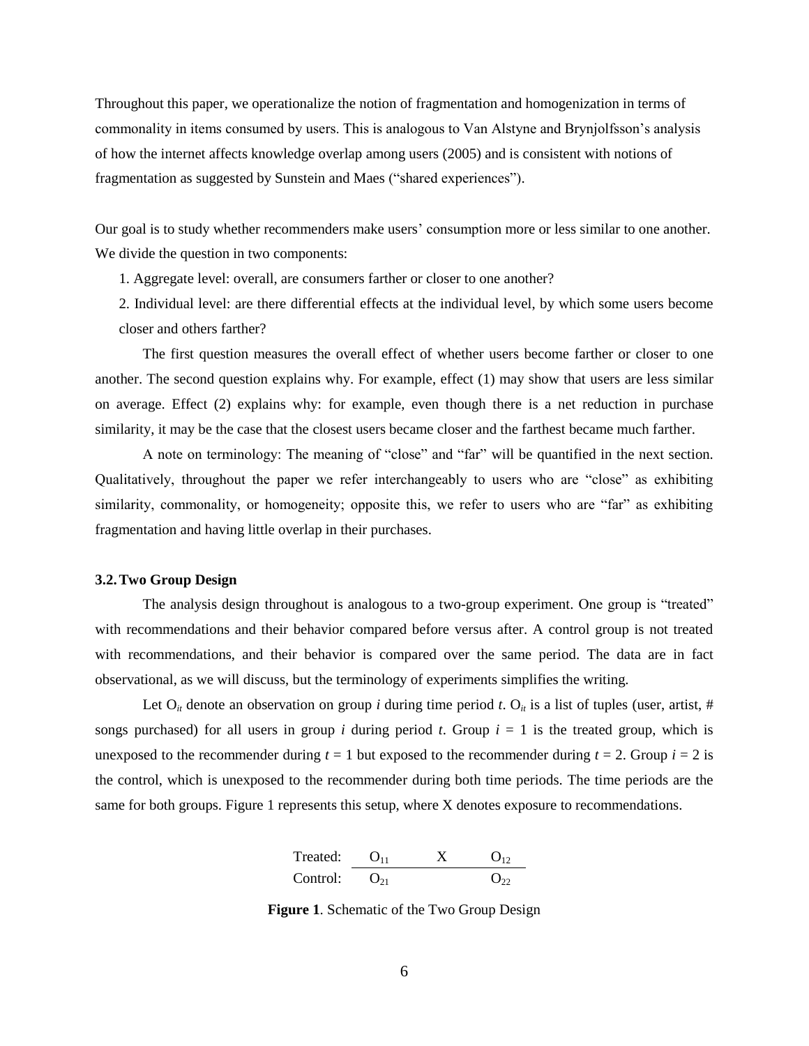Throughout this paper, we operationalize the notion of fragmentation and homogenization in terms of commonality in items consumed by users. This is analogous to Van Alstyne and Brynjolfsson's analysis of how the internet affects knowledge overlap among users (2005) and is consistent with notions of fragmentation as suggested by Sunstein and Maes ("shared experiences").

Our goal is to study whether recommenders make users' consumption more or less similar to one another. We divide the question in two components:

1. Aggregate level: overall, are consumers farther or closer to one another?
2. Individual level: are there differential effects at the individual level, by which some users become closer and others farther?

The first question measures the overall effect of whether users become farther or closer to one another. The second question explains why. For example, effect (1) may show that users are less similar on average. Effect (2) explains why: for example, even though there is a net reduction in purchase similarity, it may be the case that the closest users became closer and the farthest became much farther.

A note on terminology: The meaning of "close" and "far" will be quantified in the next section. Qualitatively, throughout the paper we refer interchangeably to users who are "close" as exhibiting similarity, commonality, or homogeneity; opposite this, we refer to users who are "far" as exhibiting fragmentation and having little overlap in their purchases.

### 3.2. Two Group Design

The analysis design throughout is analogous to a two-group experiment. One group is "treated" with recommendations and their behavior compared before versus after. A control group is not treated with recommendations, and their behavior is compared over the same period. The data are in fact observational, as we will discuss, but the terminology of experiments simplifies the writing.

Let $O_{it}$ denote an observation on group $i$ during time period $t$. $O_{it}$ is a list of tuples (user, artist, # songs purchased) for all users in group $i$ during period $t$. Group $i$ = 1 is the treated group, which is unexposed to the recommender during $t$ = 1 but exposed to the recommender during $t$ = 2. Group $i$ = 2 is the control, which is unexposed to the recommender during both time periods. The time periods are the same for both groups. Figure 1 represents this setup, where X denotes exposure to recommendations.

| | | | |
|---|---|---|---|
| Treated: | $O_{11}$ | X | $O_{12}$ |
| Control: | $O_{21}$ | | $O_{22}$ |

**Figure 1**. Schematic of the Two Group Design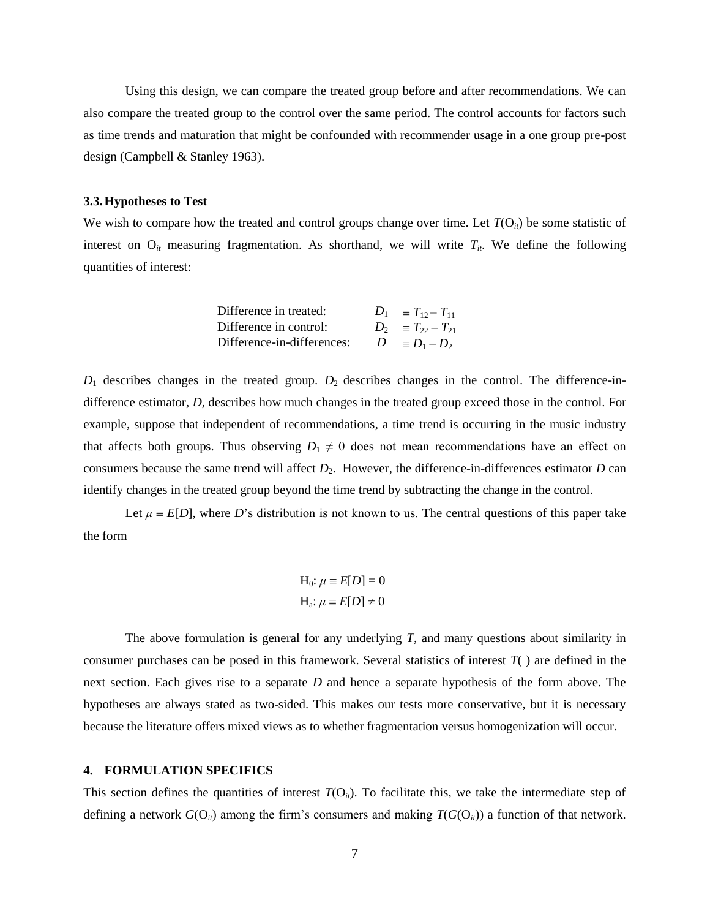Using this design, we can compare the treated group before and after recommendations. We can also compare the treated group to the control over the same period. The control accounts for factors such as time trends and maturation that might be confounded with recommender usage in a one group pre-post design (Campbell & Stanley 1963).

### 3.3. Hypotheses to Test

We wish to compare how the treated and control groups change over time. Let $T(\text{O}_{it})$ be some statistic of interest on $\text{O}_{it}$ measuring fragmentation. As shorthand, we will write $T_{it}$. We define the following quantities of interest:

| | | |
|---|---|---|
| Difference in treated: | $D_1$ | $\equiv T_{12} - T_{11}$ |
| Difference in control: | $D_2$ | $\equiv T_{22} - T_{21}$ |
| Difference-in-differences: | $D$ | $\equiv D_1 - D_2$ |

$D_1$ describes changes in the treated group. $D_2$ describes changes in the control. The difference-in-difference estimator, $D$, describes how much changes in the treated group exceed those in the control. For example, suppose that independent of recommendations, a time trend is occurring in the music industry that affects both groups. Thus observing $D_1 \neq 0$ does not mean recommendations have an effect on consumers because the same trend will affect $D_2$. However, the difference-in-differences estimator $D$ can identify changes in the treated group beyond the time trend by subtracting the change in the control.

Let $\mu \equiv E[D]$, where $D$'s distribution is not known to us. The central questions of this paper take the form

$$\text{H}_0: \mu \equiv E[D] = 0$$
$$\text{H}_a: \mu \equiv E[D] \neq 0$$

The above formulation is general for any underlying $T$, and many questions about similarity in consumer purchases can be posed in this framework. Several statistics of interest $T(\ )$ are defined in the next section. Each gives rise to a separate $D$ and hence a separate hypothesis of the form above. The hypotheses are always stated as two-sided. This makes our tests more conservative, but it is necessary because the literature offers mixed views as to whether fragmentation versus homogenization will occur.

## 4. FORMULATION SPECIFICS

This section defines the quantities of interest $T(\text{O}_{it})$. To facilitate this, we take the intermediate step of defining a network $G(\text{O}_{it})$ among the firm's consumers and making $T(G(\text{O}_{it}))$ a function of that network.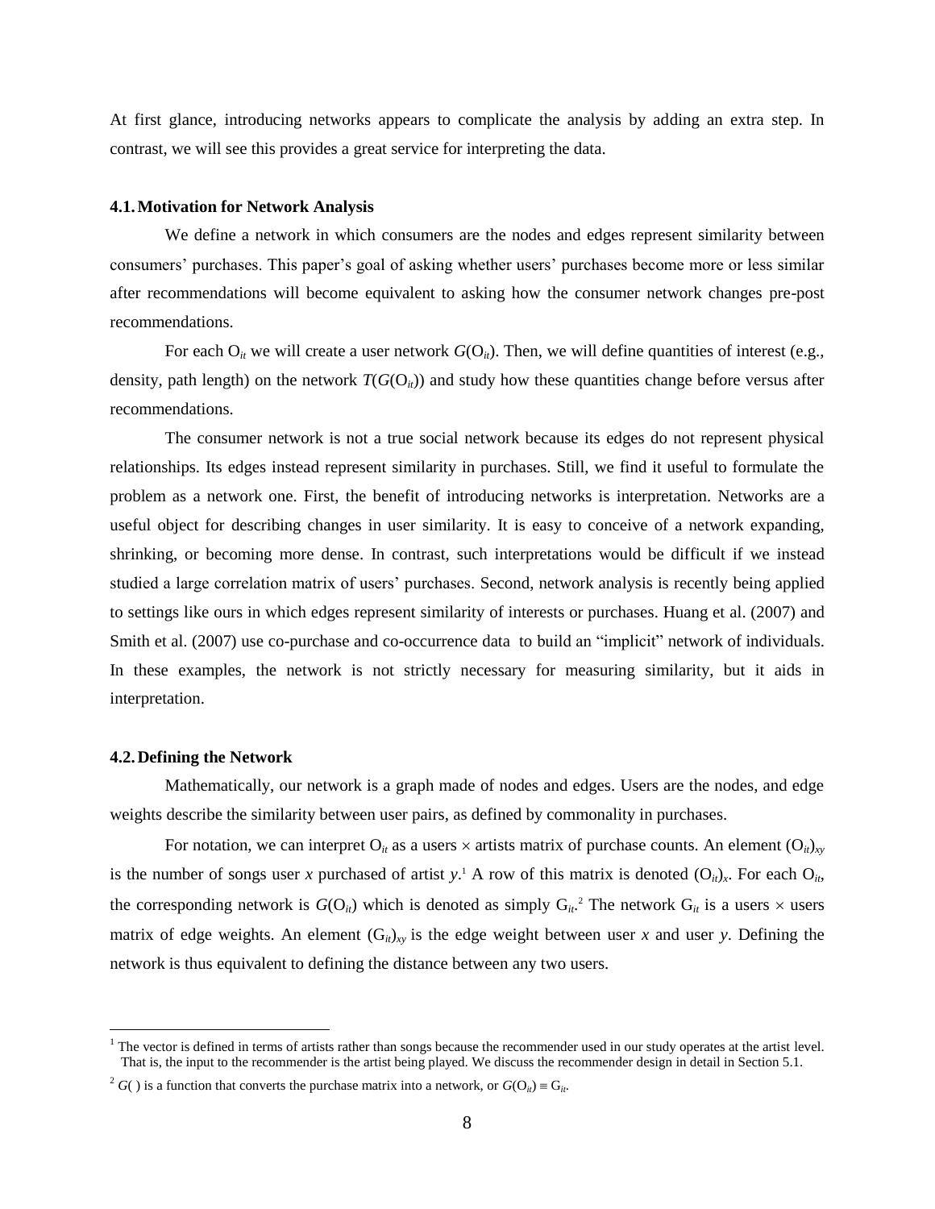At first glance, introducing networks appears to complicate the analysis by adding an extra step. In contrast, we will see this provides a great service for interpreting the data.

### 4.1. Motivation for Network Analysis

We define a network in which consumers are the nodes and edges represent similarity between consumers' purchases. This paper's goal of asking whether users' purchases become more or less similar after recommendations will become equivalent to asking how the consumer network changes pre-post recommendations.

For each $O_{it}$ we will create a user network $G(O_{it})$. Then, we will define quantities of interest (e.g., density, path length) on the network $T(G(O_{it}))$ and study how these quantities change before versus after recommendations.

The consumer network is not a true social network because its edges do not represent physical relationships. Its edges instead represent similarity in purchases. Still, we find it useful to formulate the problem as a network one. First, the benefit of introducing networks is interpretation. Networks are a useful object for describing changes in user similarity. It is easy to conceive of a network expanding, shrinking, or becoming more dense. In contrast, such interpretations would be difficult if we instead studied a large correlation matrix of users' purchases. Second, network analysis is recently being applied to settings like ours in which edges represent similarity of interests or purchases. Huang et al. (2007) and Smith et al. (2007) use co-purchase and co-occurrence data to build an "implicit" network of individuals. In these examples, the network is not strictly necessary for measuring similarity, but it aids in interpretation.

### 4.2. Defining the Network

Mathematically, our network is a graph made of nodes and edges. Users are the nodes, and edge weights describe the similarity between user pairs, as defined by commonality in purchases.

For notation, we can interpret $O_{it}$ as a users $\times$ artists matrix of purchase counts. An element $(O_{it})_{xy}$ is the number of songs user $x$ purchased of artist $y$.[1] A row of this matrix is denoted $(O_{it})_x$. For each $O_{it}$, the corresponding network is $G(O_{it})$ which is denoted as simply $G_{it}$.[2] The network $G_{it}$ is a users $\times$ users matrix of edge weights. An element $(G_{it})_{xy}$ is the edge weight between user $x$ and user $y$. Defining the network is thus equivalent to defining the distance between any two users.

---

[1] The vector is defined in terms of artists rather than songs because the recommender used in our study operates at the artist level. That is, the input to the recommender is the artist being played. We discuss the recommender design in detail in Section 5.1.

[2] $G(\,)$ is a function that converts the purchase matrix into a network, or $G(O_{it}) \equiv G_{it}$.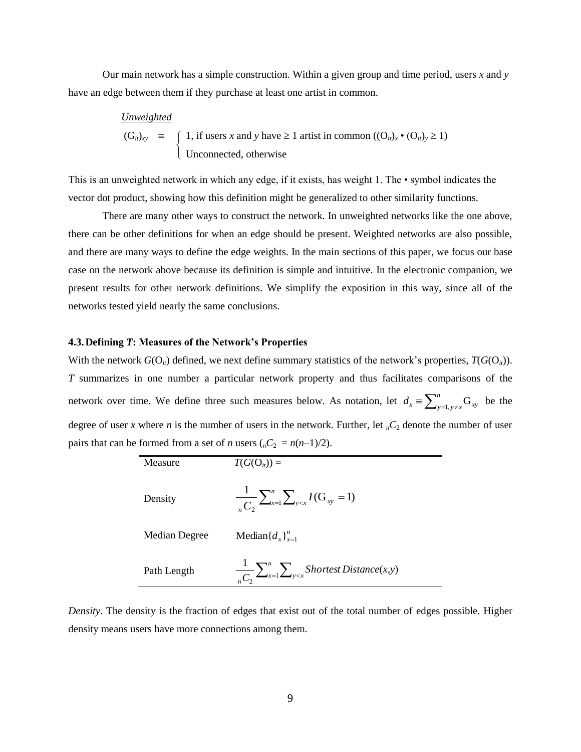Our main network has a simple construction. Within a given group and time period, users *x* and *y* have an edge between them if they purchase at least one artist in common.

*Unweighted*

$$(\mathrm{G}_{it})_{xy} \equiv \begin{cases} 1, \text{ if users } x \text{ and } y \text{ have} \geq 1 \text{ artist in common } ((\mathrm{O}_{it})_x \bullet (\mathrm{O}_{it})_y \geq 1) \\ \text{Unconnected, otherwise} \end{cases}$$

This is an unweighted network in which any edge, if it exists, has weight 1. The • symbol indicates the vector dot product, showing how this definition might be generalized to other similarity functions.

There are many other ways to construct the network. In unweighted networks like the one above, there can be other definitions for when an edge should be present. Weighted networks are also possible, and there are many ways to define the edge weights. In the main sections of this paper, we focus our base case on the network above because its definition is simple and intuitive. In the electronic companion, we present results for other network definitions. We simplify the exposition in this way, since all of the networks tested yield nearly the same conclusions.

### 4.3. Defining *T*: Measures of the Network's Properties

With the network $G(\mathrm{O}_{it})$ defined, we next define summary statistics of the network's properties, $T(G(\mathrm{O}_{it}))$. $T$ summarizes in one number a particular network property and thus facilitates comparisons of the network over time. We define three such measures below. As notation, let $d_x \equiv \sum_{y=1, y \neq x}^{n} \mathrm{G}_{xy}$ be the degree of user *x* where *n* is the number of users in the network. Further, let ${}_nC_2$ denote the number of user pairs that can be formed from a set of *n* users (${}_nC_2 = n(n-1)/2$).

| Measure | $T(G(\mathrm{O}_{it})) =$ |
|---|---|
| Density | $\frac{1}{{}_nC_2} \sum_{x=1}^{n} \sum_{y<x} I(\mathrm{G}_{xy} = 1)$ |
| Median Degree | $\text{Median}\{d_x\}_{x=1}^{n}$ |
| Path Length | $\frac{1}{{}_nC_2} \sum_{x=1}^{n} \sum_{y<x} \textit{Shortest Distance}(x,y)$ |

*Density*. The density is the fraction of edges that exist out of the total number of edges possible. Higher density means users have more connections among them.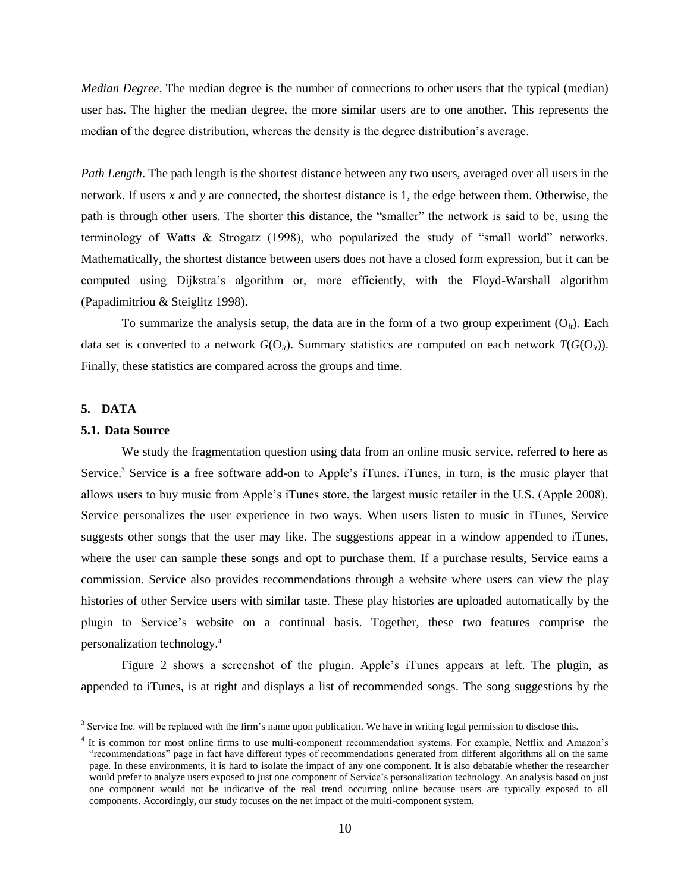*Median Degree*. The median degree is the number of connections to other users that the typical (median) user has. The higher the median degree, the more similar users are to one another. This represents the median of the degree distribution, whereas the density is the degree distribution's average.

*Path Length*. The path length is the shortest distance between any two users, averaged over all users in the network. If users *x* and *y* are connected, the shortest distance is 1, the edge between them. Otherwise, the path is through other users. The shorter this distance, the "smaller" the network is said to be, using the terminology of Watts & Strogatz (1998), who popularized the study of "small world" networks. Mathematically, the shortest distance between users does not have a closed form expression, but it can be computed using Dijkstra's algorithm or, more efficiently, with the Floyd-Warshall algorithm (Papadimitriou & Steiglitz 1998).

To summarize the analysis setup, the data are in the form of a two group experiment ($O_{it}$). Each data set is converted to a network $G(O_{it})$. Summary statistics are computed on each network $T(G(O_{it}))$. Finally, these statistics are compared across the groups and time.

## 5. DATA

### 5.1. Data Source

We study the fragmentation question using data from an online music service, referred to here as Service.[3] Service is a free software add-on to Apple's iTunes. iTunes, in turn, is the music player that allows users to buy music from Apple's iTunes store, the largest music retailer in the U.S. (Apple 2008). Service personalizes the user experience in two ways. When users listen to music in iTunes, Service suggests other songs that the user may like. The suggestions appear in a window appended to iTunes, where the user can sample these songs and opt to purchase them. If a purchase results, Service earns a commission. Service also provides recommendations through a website where users can view the play histories of other Service users with similar taste. These play histories are uploaded automatically by the plugin to Service's website on a continual basis. Together, these two features comprise the personalization technology.[4]

Figure 2 shows a screenshot of the plugin. Apple's iTunes appears at left. The plugin, as appended to iTunes, is at right and displays a list of recommended songs. The song suggestions by the

---

[3] Service Inc. will be replaced with the firm's name upon publication. We have in writing legal permission to disclose this.

[4] It is common for most online firms to use multi-component recommendation systems. For example, Netflix and Amazon's "recommendations" page in fact have different types of recommendations generated from different algorithms all on the same page. In these environments, it is hard to isolate the impact of any one component. It is also debatable whether the researcher would prefer to analyze users exposed to just one component of Service's personalization technology. An analysis based on just one component would not be indicative of the real trend occurring online because users are typically exposed to all components. Accordingly, our study focuses on the net impact of the multi-component system.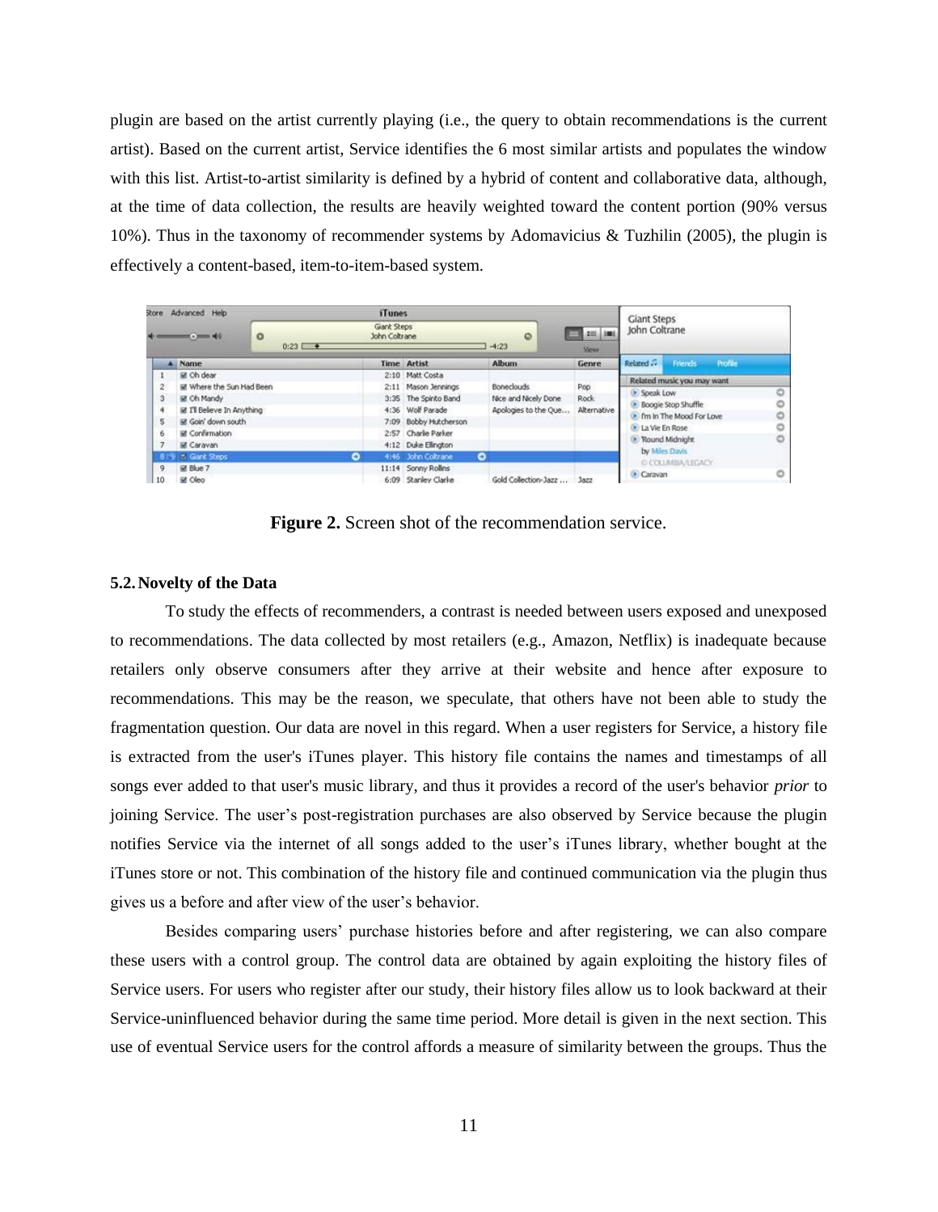plugin are based on the artist currently playing (i.e., the query to obtain recommendations is the current artist). Based on the current artist, Service identifies the 6 most similar artists and populates the window with this list. Artist-to-artist similarity is defined by a hybrid of content and collaborative data, although, at the time of data collection, the results are heavily weighted toward the content portion (90% versus 10%). Thus in the taxonomy of recommender systems by Adomavicius & Tuzhilin (2005), the plugin is effectively a content-based, item-to-item-based system.

**Figure 2.** Screen shot of the recommendation service.

### 5.2. Novelty of the Data

To study the effects of recommenders, a contrast is needed between users exposed and unexposed to recommendations. The data collected by most retailers (e.g., Amazon, Netflix) is inadequate because retailers only observe consumers after they arrive at their website and hence after exposure to recommendations. This may be the reason, we speculate, that others have not been able to study the fragmentation question. Our data are novel in this regard. When a user registers for Service, a history file is extracted from the user's iTunes player. This history file contains the names and timestamps of all songs ever added to that user's music library, and thus it provides a record of the user's behavior *prior* to joining Service. The user's post-registration purchases are also observed by Service because the plugin notifies Service via the internet of all songs added to the user's iTunes library, whether bought at the iTunes store or not. This combination of the history file and continued communication via the plugin thus gives us a before and after view of the user's behavior.

Besides comparing users' purchase histories before and after registering, we can also compare these users with a control group. The control data are obtained by again exploiting the history files of Service users. For users who register after our study, their history files allow us to look backward at their Service-uninfluenced behavior during the same time period. More detail is given in the next section. This use of eventual Service users for the control affords a measure of similarity between the groups. Thus the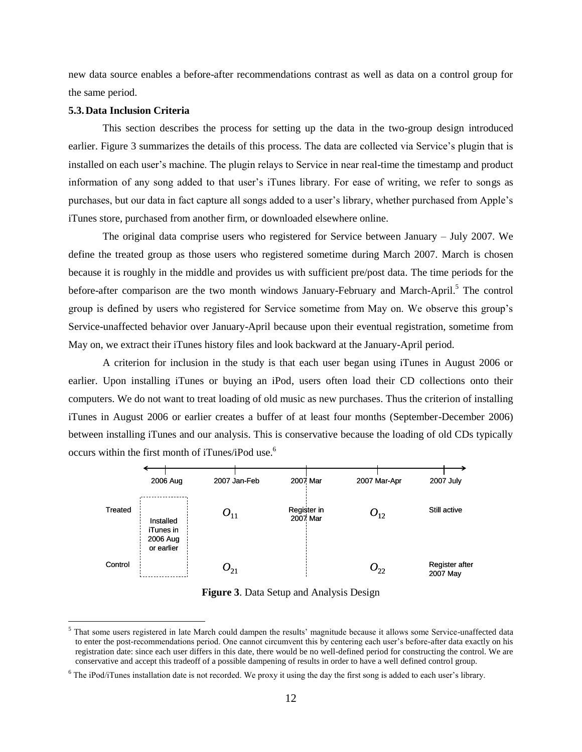new data source enables a before-after recommendations contrast as well as data on a control group for the same period.

### 5.3. Data Inclusion Criteria

This section describes the process for setting up the data in the two-group design introduced earlier. Figure 3 summarizes the details of this process. The data are collected via Service's plugin that is installed on each user's machine. The plugin relays to Service in near real-time the timestamp and product information of any song added to that user's iTunes library. For ease of writing, we refer to songs as purchases, but our data in fact capture all songs added to a user's library, whether purchased from Apple's iTunes store, purchased from another firm, or downloaded elsewhere online.

The original data comprise users who registered for Service between January – July 2007. We define the treated group as those users who registered sometime during March 2007. March is chosen because it is roughly in the middle and provides us with sufficient pre/post data. The time periods for the before-after comparison are the two month windows January-February and March-April.[5] The control group is defined by users who registered for Service sometime from May on. We observe this group's Service-unaffected behavior over January-April because upon their eventual registration, sometime from May on, we extract their iTunes history files and look backward at the January-April period.

A criterion for inclusion in the study is that each user began using iTunes in August 2006 or earlier. Upon installing iTunes or buying an iPod, users often load their CD collections onto their computers. We do not want to treat loading of old music as new purchases. Thus the criterion of installing iTunes in August 2006 or earlier creates a buffer of at least four months (September-December 2006) between installing iTunes and our analysis. This is conservative because the loading of old CDs typically occurs within the first month of iTunes/iPod use.[6]

| | 2006 Aug | 2007 Jan-Feb | 2007 Mar | 2007 Mar-Apr | 2007 July |
|---|---|---|---|---|---|
| Treated | Installed iTunes in 2006 Aug or earlier | $O_{11}$ | Register in 2007 Mar | $O_{12}$ | Still active |
| Control | | $O_{21}$ | | $O_{22}$ | Register after 2007 May |

**Figure 3**. Data Setup and Analysis Design

[5] That some users registered in late March could dampen the results' magnitude because it allows some Service-unaffected data to enter the post-recommendations period. One cannot circumvent this by centering each user's before-after data exactly on his registration date: since each user differs in this date, there would be no well-defined period for constructing the control. We are conservative and accept this tradeoff of a possible dampening of results in order to have a well defined control group.

[6] The iPod/iTunes installation date is not recorded. We proxy it using the day the first song is added to each user's library.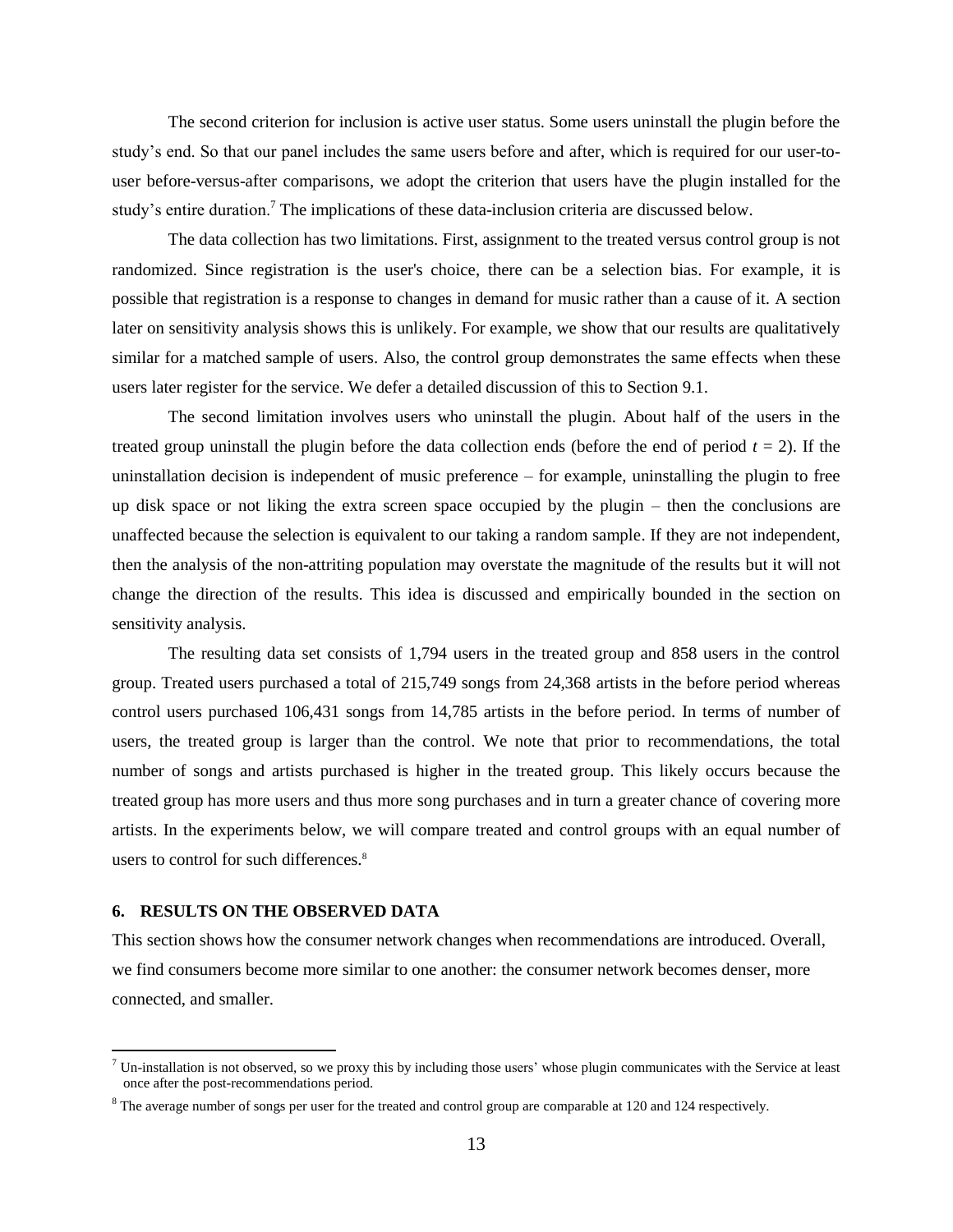The second criterion for inclusion is active user status. Some users uninstall the plugin before the study's end. So that our panel includes the same users before and after, which is required for our user-to-user before-versus-after comparisons, we adopt the criterion that users have the plugin installed for the study's entire duration.[7] The implications of these data-inclusion criteria are discussed below.

The data collection has two limitations. First, assignment to the treated versus control group is not randomized. Since registration is the user's choice, there can be a selection bias. For example, it is possible that registration is a response to changes in demand for music rather than a cause of it. A section later on sensitivity analysis shows this is unlikely. For example, we show that our results are qualitatively similar for a matched sample of users. Also, the control group demonstrates the same effects when these users later register for the service. We defer a detailed discussion of this to Section 9.1.

The second limitation involves users who uninstall the plugin. About half of the users in the treated group uninstall the plugin before the data collection ends (before the end of period $t = 2$). If the uninstallation decision is independent of music preference – for example, uninstalling the plugin to free up disk space or not liking the extra screen space occupied by the plugin – then the conclusions are unaffected because the selection is equivalent to our taking a random sample. If they are not independent, then the analysis of the non-attriting population may overstate the magnitude of the results but it will not change the direction of the results. This idea is discussed and empirically bounded in the section on sensitivity analysis.

The resulting data set consists of 1,794 users in the treated group and 858 users in the control group. Treated users purchased a total of 215,749 songs from 24,368 artists in the before period whereas control users purchased 106,431 songs from 14,785 artists in the before period. In terms of number of users, the treated group is larger than the control. We note that prior to recommendations, the total number of songs and artists purchased is higher in the treated group. This likely occurs because the treated group has more users and thus more song purchases and in turn a greater chance of covering more artists. In the experiments below, we will compare treated and control groups with an equal number of users to control for such differences.[8]

## 6. RESULTS ON THE OBSERVED DATA

This section shows how the consumer network changes when recommendations are introduced. Overall, we find consumers become more similar to one another: the consumer network becomes denser, more connected, and smaller.

---

[7] Un-installation is not observed, so we proxy this by including those users' whose plugin communicates with the Service at least once after the post-recommendations period.

[8] The average number of songs per user for the treated and control group are comparable at 120 and 124 respectively.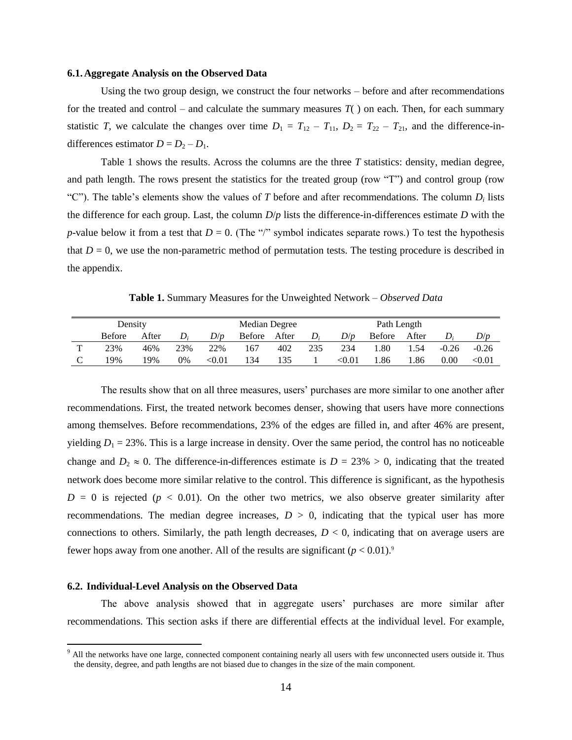### 6.1. Aggregate Analysis on the Observed Data

Using the two group design, we construct the four networks – before and after recommendations for the treated and control – and calculate the summary measures $T(\,)$ on each. Then, for each summary statistic $T$, we calculate the changes over time $D_1 = T_{12} - T_{11}$, $D_2 = T_{22} - T_{21}$, and the difference-in-differences estimator $D = D_2 - D_1$.

Table 1 shows the results. Across the columns are the three $T$ statistics: density, median degree, and path length. The rows present the statistics for the treated group (row "T") and control group (row "C"). The table's elements show the values of $T$ before and after recommendations. The column $D_i$ lists the difference for each group. Last, the column $D/p$ lists the difference-in-differences estimate $D$ with the $p$-value below it from a test that $D = 0$. (The "/" symbol indicates separate rows.) To test the hypothesis that $D = 0$, we use the non-parametric method of permutation tests. The testing procedure is described in the appendix.

**Table 1.** Summary Measures for the Unweighted Network – *Observed Data*

| | Density | | | | Median Degree | | | | Path Length | | | |
|---|---|---|---|---|---|---|---|---|---|---|---|---|
| | Before | After | $D_i$ | $D/p$ | Before | After | $D_i$ | $D/p$ | Before | After | $D_i$ | $D/p$ |
| T | 23% | 46% | 23% | 22% | 167 | 402 | 235 | 234 | 1.80 | 1.54 | -0.26 | -0.26 |
| C | 19% | 19% | 0% | <0.01 | 134 | 135 | 1 | <0.01 | 1.86 | 1.86 | 0.00 | <0.01 |

The results show that on all three measures, users' purchases are more similar to one another after recommendations. First, the treated network becomes denser, showing that users have more connections among themselves. Before recommendations, 23% of the edges are filled in, and after 46% are present, yielding $D_1 = 23\%$. This is a large increase in density. Over the same period, the control has no noticeable change and $D_2 \approx 0$. The difference-in-differences estimate is $D = 23\% > 0$, indicating that the treated network does become more similar relative to the control. This difference is significant, as the hypothesis $D = 0$ is rejected ($p < 0.01$). On the other two metrics, we also observe greater similarity after recommendations. The median degree increases, $D > 0$, indicating that the typical user has more connections to others. Similarly, the path length decreases, $D < 0$, indicating that on average users are fewer hops away from one another. All of the results are significant ($p < 0.01$).[9]

### 6.2. Individual-Level Analysis on the Observed Data

The above analysis showed that in aggregate users' purchases are more similar after recommendations. This section asks if there are differential effects at the individual level. For example,

[9] All the networks have one large, connected component containing nearly all users with few unconnected users outside it. Thus the density, degree, and path lengths are not biased due to changes in the size of the main component.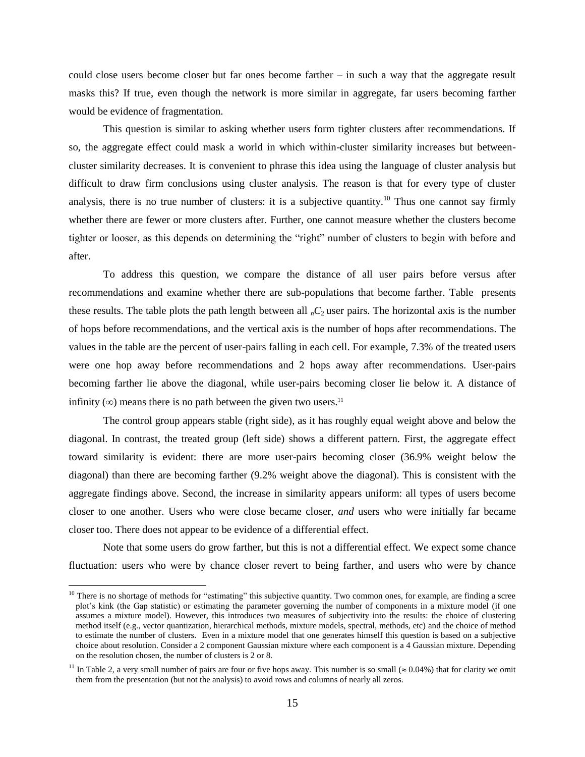could close users become closer but far ones become farther – in such a way that the aggregate result masks this? If true, even though the network is more similar in aggregate, far users becoming farther would be evidence of fragmentation.

This question is similar to asking whether users form tighter clusters after recommendations. If so, the aggregate effect could mask a world in which within-cluster similarity increases but between-cluster similarity decreases. It is convenient to phrase this idea using the language of cluster analysis but difficult to draw firm conclusions using cluster analysis. The reason is that for every type of cluster analysis, there is no true number of clusters: it is a subjective quantity.[10] Thus one cannot say firmly whether there are fewer or more clusters after. Further, one cannot measure whether the clusters become tighter or looser, as this depends on determining the "right" number of clusters to begin with before and after.

To address this question, we compare the distance of all user pairs before versus after recommendations and examine whether there are sub-populations that become farther. Table  presents these results. The table plots the path length between all ${}_nC_2$ user pairs. The horizontal axis is the number of hops before recommendations, and the vertical axis is the number of hops after recommendations. The values in the table are the percent of user-pairs falling in each cell. For example, 7.3% of the treated users were one hop away before recommendations and 2 hops away after recommendations. User-pairs becoming farther lie above the diagonal, while user-pairs becoming closer lie below it. A distance of infinity ($\infty$) means there is no path between the given two users.[11]

The control group appears stable (right side), as it has roughly equal weight above and below the diagonal. In contrast, the treated group (left side) shows a different pattern. First, the aggregate effect toward similarity is evident: there are more user-pairs becoming closer (36.9% weight below the diagonal) than there are becoming farther (9.2% weight above the diagonal). This is consistent with the aggregate findings above. Second, the increase in similarity appears uniform: all types of users become closer to one another. Users who were close became closer, *and* users who were initially far became closer too. There does not appear to be evidence of a differential effect.

Note that some users do grow farther, but this is not a differential effect. We expect some chance fluctuation: users who were by chance closer revert to being farther, and users who were by chance

[10] There is no shortage of methods for "estimating" this subjective quantity. Two common ones, for example, are finding a scree plot's kink (the Gap statistic) or estimating the parameter governing the number of components in a mixture model (if one assumes a mixture model). However, this introduces two measures of subjectivity into the results: the choice of clustering method itself (e.g., vector quantization, hierarchical methods, mixture models, spectral, methods, etc) and the choice of method to estimate the number of clusters. Even in a mixture model that one generates himself this question is based on a subjective choice about resolution. Consider a 2 component Gaussian mixture where each component is a 4 Gaussian mixture. Depending on the resolution chosen, the number of clusters is 2 or 8.

[11] In Table 2, a very small number of pairs are four or five hops away. This number is so small ($\approx$ 0.04%) that for clarity we omit them from the presentation (but not the analysis) to avoid rows and columns of nearly all zeros.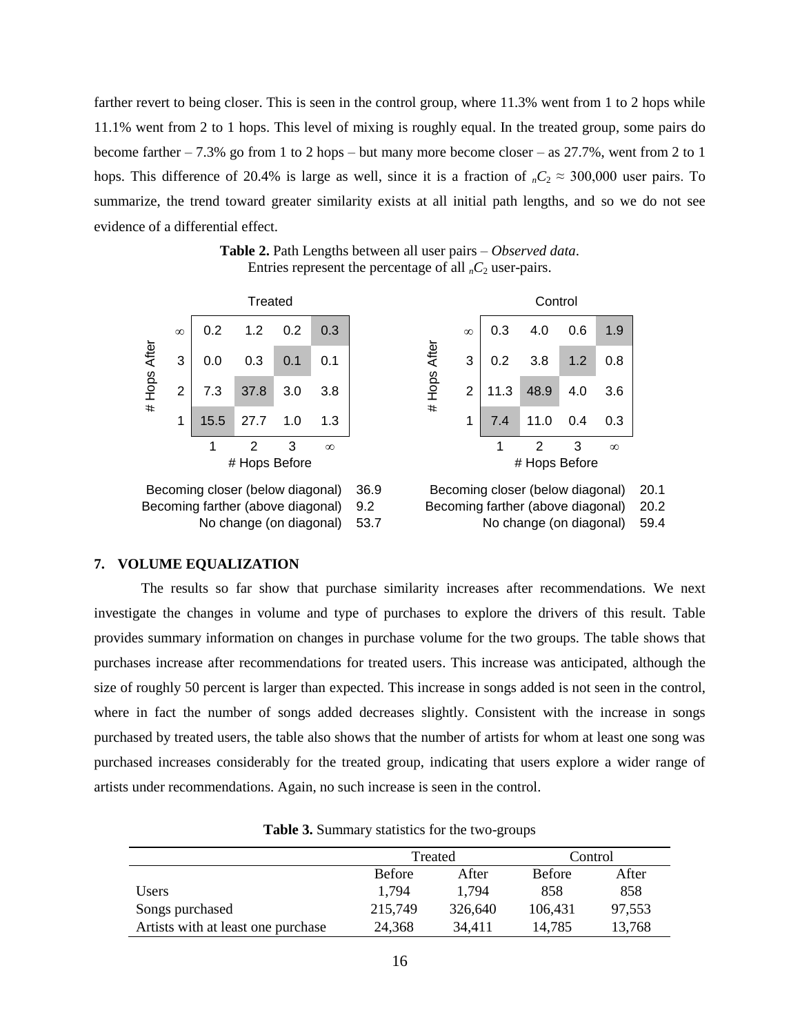farther revert to being closer. This is seen in the control group, where 11.3% went from 1 to 2 hops while 11.1% went from 2 to 1 hops. This level of mixing is roughly equal. In the treated group, some pairs do become farther – 7.3% go from 1 to 2 hops – but many more become closer – as 27.7%, went from 2 to 1 hops. This difference of 20.4% is large as well, since it is a fraction of ${}_nC_2 \approx 300{,}000$ user pairs. To summarize, the trend toward greater similarity exists at all initial path lengths, and so we do not see evidence of a differential effect.

**Table 2.** Path Lengths between all user pairs – *Observed data*.
Entries represent the percentage of all ${}_nC_2$ user-pairs.

**Treated**

| # Hops After \ # Hops Before | 1 | 2 | 3 | ∞ |
|---|---|---|---|---|
| ∞ | 0.2 | 1.2 | 0.2 | 0.3 |
| 3 | 0.0 | 0.3 | 0.1 | 0.1 |
| 2 | 7.3 | 37.8 | 3.0 | 3.8 |
| 1 | 15.5 | 27.7 | 1.0 | 1.3 |

| | |
|---|---|
| Becoming closer (below diagonal) | 36.9 |
| Becoming farther (above diagonal) | 9.2 |
| No change (on diagonal) | 53.7 |

**Control**

| # Hops After \ # Hops Before | 1 | 2 | 3 | ∞ |
|---|---|---|---|---|
| ∞ | 0.3 | 4.0 | 0.6 | 1.9 |
| 3 | 0.2 | 3.8 | 1.2 | 0.8 |
| 2 | 11.3 | 48.9 | 4.0 | 3.6 |
| 1 | 7.4 | 11.0 | 0.4 | 0.3 |

| | |
|---|---|
| Becoming closer (below diagonal) | 20.1 |
| Becoming farther (above diagonal) | 20.2 |
| No change (on diagonal) | 59.4 |

## 7. VOLUME EQUALIZATION

The results so far show that purchase similarity increases after recommendations. We next investigate the changes in volume and type of purchases to explore the drivers of this result. Table provides summary information on changes in purchase volume for the two groups. The table shows that purchases increase after recommendations for treated users. This increase was anticipated, although the size of roughly 50 percent is larger than expected. This increase in songs added is not seen in the control, where in fact the number of songs added decreases slightly. Consistent with the increase in songs purchased by treated users, the table also shows that the number of artists for whom at least one song was purchased increases considerably for the treated group, indicating that users explore a wider range of artists under recommendations. Again, no such increase is seen in the control.

**Table 3.** Summary statistics for the two-groups

| | Treated | | Control | |
|---|---|---|---|---|
| | Before | After | Before | After |
| Users | 1,794 | 1,794 | 858 | 858 |
| Songs purchased | 215,749 | 326,640 | 106,431 | 97,553 |
| Artists with at least one purchase | 24,368 | 34,411 | 14,785 | 13,768 |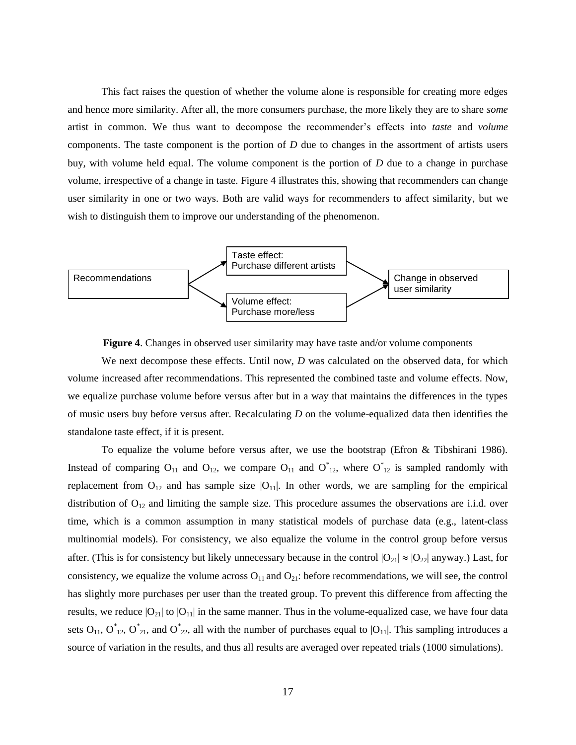This fact raises the question of whether the volume alone is responsible for creating more edges and hence more similarity. After all, the more consumers purchase, the more likely they are to share *some* artist in common. We thus want to decompose the recommender's effects into *taste* and *volume* components. The taste component is the portion of *D* due to changes in the assortment of artists users buy, with volume held equal. The volume component is the portion of *D* due to a change in purchase volume, irrespective of a change in taste. Figure 4 illustrates this, showing that recommenders can change user similarity in one or two ways. Both are valid ways for recommenders to affect similarity, but we wish to distinguish them to improve our understanding of the phenomenon.

Recommendations → Taste effect: Purchase different artists → Change in observed user similarity

Recommendations → Volume effect: Purchase more/less → Change in observed user similarity

**Figure 4**. Changes in observed user similarity may have taste and/or volume components

We next decompose these effects. Until now, *D* was calculated on the observed data, for which volume increased after recommendations. This represented the combined taste and volume effects. Now, we equalize purchase volume before versus after but in a way that maintains the differences in the types of music users buy before versus after. Recalculating *D* on the volume-equalized data then identifies the standalone taste effect, if it is present.

To equalize the volume before versus after, we use the bootstrap (Efron & Tibshirani 1986). Instead of comparing $O_{11}$ and $O_{12}$, we compare $O_{11}$ and $O^*_{12}$, where $O^*_{12}$ is sampled randomly with replacement from $O_{12}$ and has sample size $|O_{11}|$. In other words, we are sampling for the empirical distribution of $O_{12}$ and limiting the sample size. This procedure assumes the observations are i.i.d. over time, which is a common assumption in many statistical models of purchase data (e.g., latent-class multinomial models). For consistency, we also equalize the volume in the control group before versus after. (This is for consistency but likely unnecessary because in the control $|O_{21}| \approx |O_{22}|$ anyway.) Last, for consistency, we equalize the volume across $O_{11}$ and $O_{21}$: before recommendations, we will see, the control has slightly more purchases per user than the treated group. To prevent this difference from affecting the results, we reduce $|O_{21}|$ to $|O_{11}|$ in the same manner. Thus in the volume-equalized case, we have four data sets $O_{11}$, $O^*_{12}$, $O^*_{21}$, and $O^*_{22}$, all with the number of purchases equal to $|O_{11}|$. This sampling introduces a source of variation in the results, and thus all results are averaged over repeated trials (1000 simulations).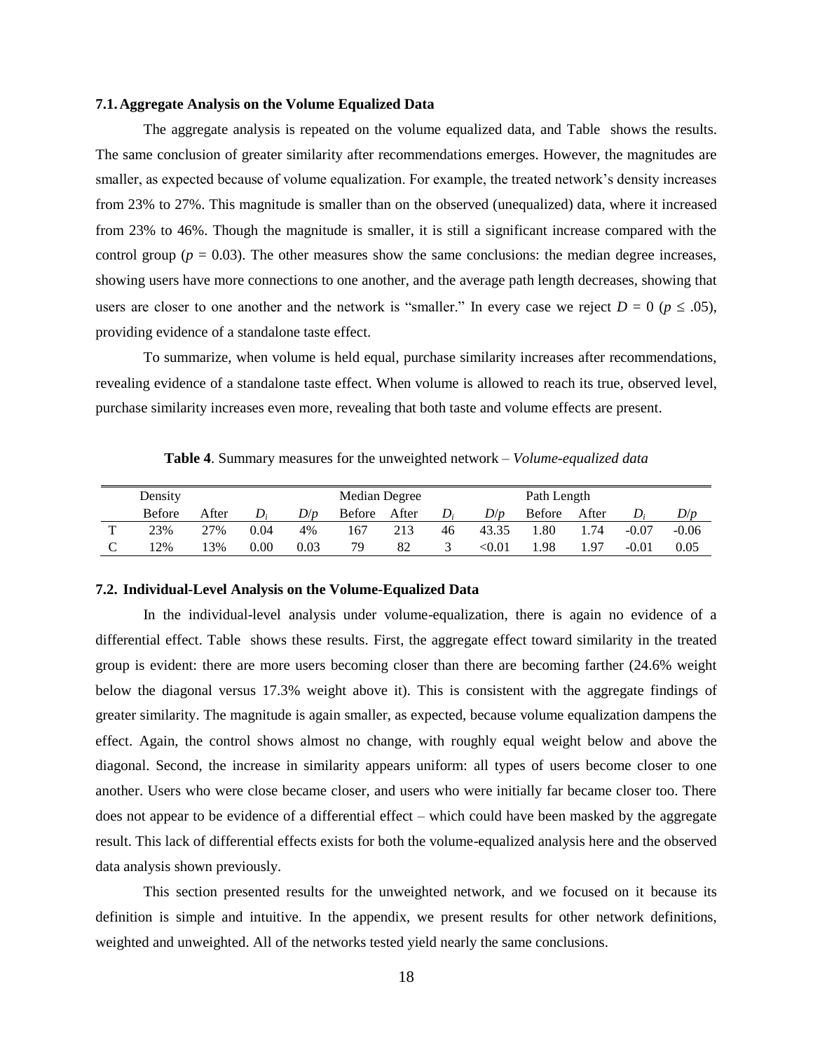### 7.1. Aggregate Analysis on the Volume Equalized Data

The aggregate analysis is repeated on the volume equalized data, and Table  shows the results. The same conclusion of greater similarity after recommendations emerges. However, the magnitudes are smaller, as expected because of volume equalization. For example, the treated network's density increases from 23% to 27%. This magnitude is smaller than on the observed (unequalized) data, where it increased from 23% to 46%. Though the magnitude is smaller, it is still a significant increase compared with the control group ($p$ = 0.03). The other measures show the same conclusions: the median degree increases, showing users have more connections to one another, and the average path length decreases, showing that users are closer to one another and the network is "smaller." In every case we reject $D = 0$ ($p \leq .05$), providing evidence of a standalone taste effect.

To summarize, when volume is held equal, purchase similarity increases after recommendations, revealing evidence of a standalone taste effect. When volume is allowed to reach its true, observed level, purchase similarity increases even more, revealing that both taste and volume effects are present.

**Table 4**. Summary measures for the unweighted network – *Volume-equalized data*

| | Density | | | | Median Degree | | | | Path Length | | | |
|---|---|---|---|---|---|---|---|---|---|---|---|---|
| | Before | After | $D_i$ | $D/p$ | Before | After | $D_i$ | $D/p$ | Before | After | $D_i$ | $D/p$ |
| T | 23% | 27% | 0.04 | 4% | 167 | 213 | 46 | 43.35 | 1.80 | 1.74 | -0.07 | -0.06 |
| C | 12% | 13% | 0.00 | 0.03 | 79 | 82 | 3 | <0.01 | 1.98 | 1.97 | -0.01 | 0.05 |

### 7.2. Individual-Level Analysis on the Volume-Equalized Data

In the individual-level analysis under volume-equalization, there is again no evidence of a differential effect. Table  shows these results. First, the aggregate effect toward similarity in the treated group is evident: there are more users becoming closer than there are becoming farther (24.6% weight below the diagonal versus 17.3% weight above it). This is consistent with the aggregate findings of greater similarity. The magnitude is again smaller, as expected, because volume equalization dampens the effect. Again, the control shows almost no change, with roughly equal weight below and above the diagonal. Second, the increase in similarity appears uniform: all types of users become closer to one another. Users who were close became closer, and users who were initially far became closer too. There does not appear to be evidence of a differential effect – which could have been masked by the aggregate result. This lack of differential effects exists for both the volume-equalized analysis here and the observed data analysis shown previously.

This section presented results for the unweighted network, and we focused on it because its definition is simple and intuitive. In the appendix, we present results for other network definitions, weighted and unweighted. All of the networks tested yield nearly the same conclusions.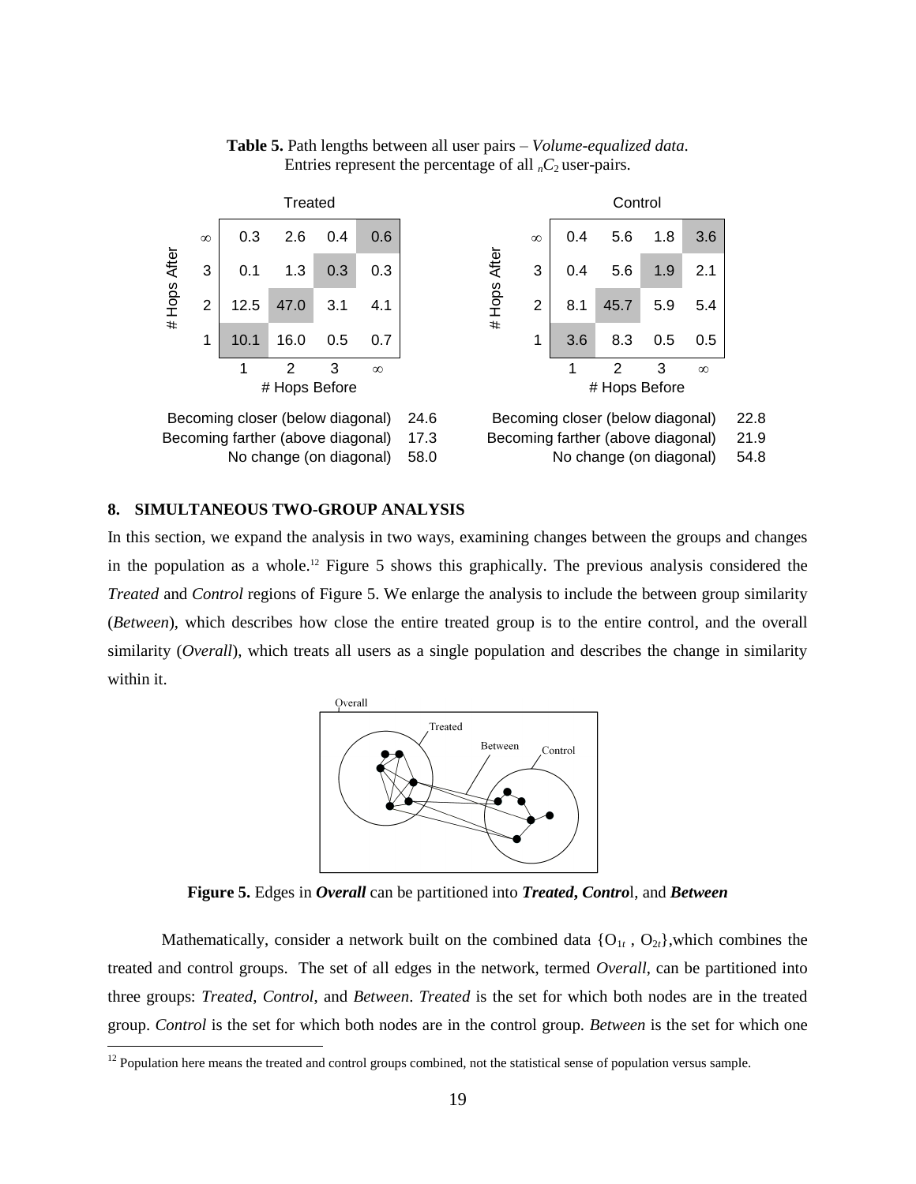**Table 5.** Path lengths between all user pairs – *Volume-equalized data*. Entries represent the percentage of all ${}_nC_2$ user-pairs.

**Treated**

| # Hops After \ # Hops Before | 1 | 2 | 3 | ∞ |
|---|---|---|---|---|
| ∞ | 0.3 | 2.6 | 0.4 | 0.6 |
| 3 | 0.1 | 1.3 | 0.3 | 0.3 |
| 2 | 12.5 | 47.0 | 3.1 | 4.1 |
| 1 | 10.1 | 16.0 | 0.5 | 0.7 |

Becoming closer (below diagonal) 24.6
Becoming farther (above diagonal) 17.3
No change (on diagonal) 58.0

**Control**

| # Hops After \ # Hops Before | 1 | 2 | 3 | ∞ |
|---|---|---|---|---|
| ∞ | 0.4 | 5.6 | 1.8 | 3.6 |
| 3 | 0.4 | 5.6 | 1.9 | 2.1 |
| 2 | 8.1 | 45.7 | 5.9 | 5.4 |
| 1 | 3.6 | 8.3 | 0.5 | 0.5 |

Becoming closer (below diagonal) 22.8
Becoming farther (above diagonal) 21.9
No change (on diagonal) 54.8

## 8. SIMULTANEOUS TWO-GROUP ANALYSIS

In this section, we expand the analysis in two ways, examining changes between the groups and changes in the population as a whole.[12] Figure 5 shows this graphically. The previous analysis considered the *Treated* and *Control* regions of Figure 5. We enlarge the analysis to include the between group similarity (*Between*), which describes how close the entire treated group is to the entire control, and the overall similarity (*Overall*), which treats all users as a single population and describes the change in similarity within it.

**Figure 5.** Edges in ***Overall*** can be partitioned into ***Treated, Contro***l, and ***Between***

Mathematically, consider a network built on the combined data $\{O_{1t}, O_{2t}\}$,which combines the treated and control groups. The set of all edges in the network, termed *Overall*, can be partitioned into three groups: *Treated*, *Control*, and *Between*. *Treated* is the set for which both nodes are in the treated group. *Control* is the set for which both nodes are in the control group. *Between* is the set for which one

[12] Population here means the treated and control groups combined, not the statistical sense of population versus sample.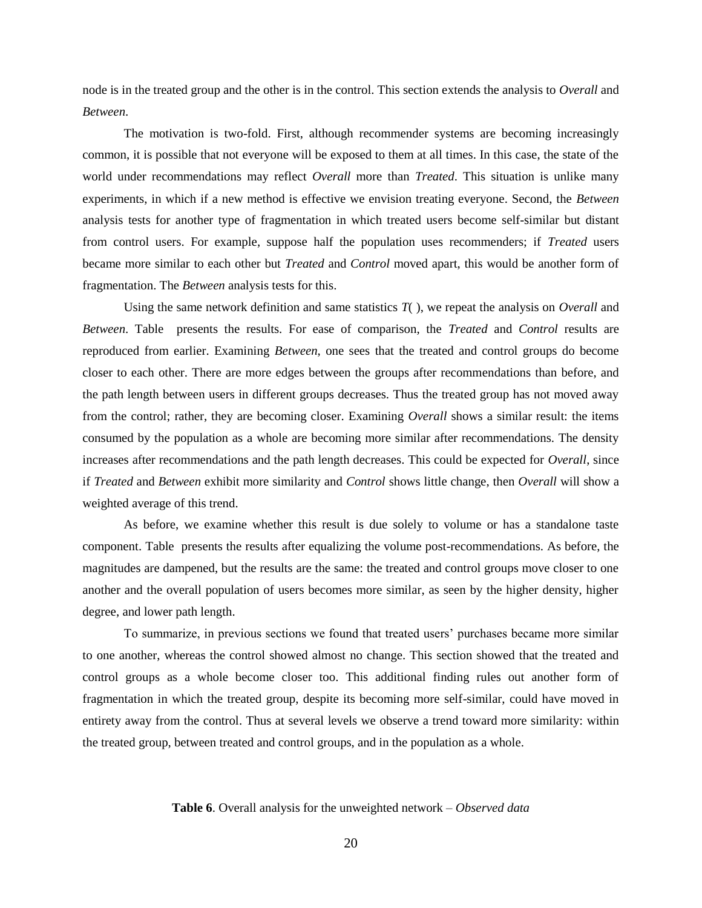node is in the treated group and the other is in the control. This section extends the analysis to *Overall* and *Between*.

The motivation is two-fold. First, although recommender systems are becoming increasingly common, it is possible that not everyone will be exposed to them at all times. In this case, the state of the world under recommendations may reflect *Overall* more than *Treated*. This situation is unlike many experiments, in which if a new method is effective we envision treating everyone. Second, the *Between* analysis tests for another type of fragmentation in which treated users become self-similar but distant from control users. For example, suppose half the population uses recommenders; if *Treated* users became more similar to each other but *Treated* and *Control* moved apart, this would be another form of fragmentation. The *Between* analysis tests for this.

Using the same network definition and same statistics $T(\,)$, we repeat the analysis on *Overall* and *Between*. Table  presents the results. For ease of comparison, the *Treated* and *Control* results are reproduced from earlier. Examining *Between*, one sees that the treated and control groups do become closer to each other. There are more edges between the groups after recommendations than before, and the path length between users in different groups decreases. Thus the treated group has not moved away from the control; rather, they are becoming closer. Examining *Overall* shows a similar result: the items consumed by the population as a whole are becoming more similar after recommendations. The density increases after recommendations and the path length decreases. This could be expected for *Overall*, since if *Treated* and *Between* exhibit more similarity and *Control* shows little change, then *Overall* will show a weighted average of this trend.

As before, we examine whether this result is due solely to volume or has a standalone taste component. Table  presents the results after equalizing the volume post-recommendations. As before, the magnitudes are dampened, but the results are the same: the treated and control groups move closer to one another and the overall population of users becomes more similar, as seen by the higher density, higher degree, and lower path length.

To summarize, in previous sections we found that treated users' purchases became more similar to one another, whereas the control showed almost no change. This section showed that the treated and control groups as a whole become closer too. This additional finding rules out another form of fragmentation in which the treated group, despite its becoming more self-similar, could have moved in entirety away from the control. Thus at several levels we observe a trend toward more similarity: within the treated group, between treated and control groups, and in the population as a whole.

**Table 6**. Overall analysis for the unweighted network – *Observed data*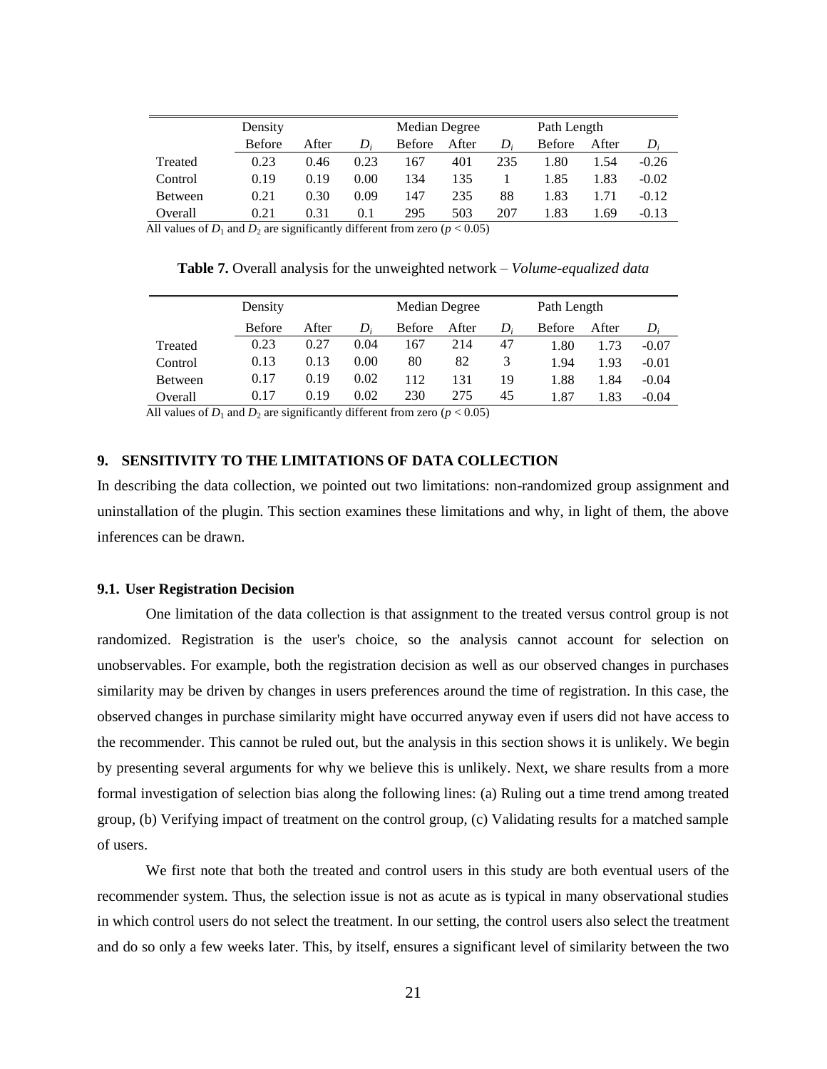| | Density | | | Median Degree | | | Path Length | | |
|---|---|---|---|---|---|---|---|---|---|
| | Before | After | $D_i$ | Before | After | $D_i$ | Before | After | $D_i$ |
| Treated | 0.23 | 0.46 | 0.23 | 167 | 401 | 235 | 1.80 | 1.54 | -0.26 |
| Control | 0.19 | 0.19 | 0.00 | 134 | 135 | 1 | 1.85 | 1.83 | -0.02 |
| Between | 0.21 | 0.30 | 0.09 | 147 | 235 | 88 | 1.83 | 1.71 | -0.12 |
| Overall | 0.21 | 0.31 | 0.1 | 295 | 503 | 207 | 1.83 | 1.69 | -0.13 |

All values of $D_1$ and $D_2$ are significantly different from zero ($p < 0.05$)

**Table 7.** Overall analysis for the unweighted network – *Volume-equalized data*

| | Density | | | Median Degree | | | Path Length | | |
|---|---|---|---|---|---|---|---|---|---|
| | Before | After | $D_i$ | Before | After | $D_i$ | Before | After | $D_i$ |
| Treated | 0.23 | 0.27 | 0.04 | 167 | 214 | 47 | 1.80 | 1.73 | -0.07 |
| Control | 0.13 | 0.13 | 0.00 | 80 | 82 | 3 | 1.94 | 1.93 | -0.01 |
| Between | 0.17 | 0.19 | 0.02 | 112 | 131 | 19 | 1.88 | 1.84 | -0.04 |
| Overall | 0.17 | 0.19 | 0.02 | 230 | 275 | 45 | 1.87 | 1.83 | -0.04 |

All values of $D_1$ and $D_2$ are significantly different from zero ($p < 0.05$)

## 9. SENSITIVITY TO THE LIMITATIONS OF DATA COLLECTION

In describing the data collection, we pointed out two limitations: non-randomized group assignment and uninstallation of the plugin. This section examines these limitations and why, in light of them, the above inferences can be drawn.

### 9.1. User Registration Decision

One limitation of the data collection is that assignment to the treated versus control group is not randomized. Registration is the user's choice, so the analysis cannot account for selection on unobservables. For example, both the registration decision as well as our observed changes in purchases similarity may be driven by changes in users preferences around the time of registration. In this case, the observed changes in purchase similarity might have occurred anyway even if users did not have access to the recommender. This cannot be ruled out, but the analysis in this section shows it is unlikely. We begin by presenting several arguments for why we believe this is unlikely. Next, we share results from a more formal investigation of selection bias along the following lines: (a) Ruling out a time trend among treated group, (b) Verifying impact of treatment on the control group, (c) Validating results for a matched sample of users.

We first note that both the treated and control users in this study are both eventual users of the recommender system. Thus, the selection issue is not as acute as is typical in many observational studies in which control users do not select the treatment. In our setting, the control users also select the treatment and do so only a few weeks later. This, by itself, ensures a significant level of similarity between the two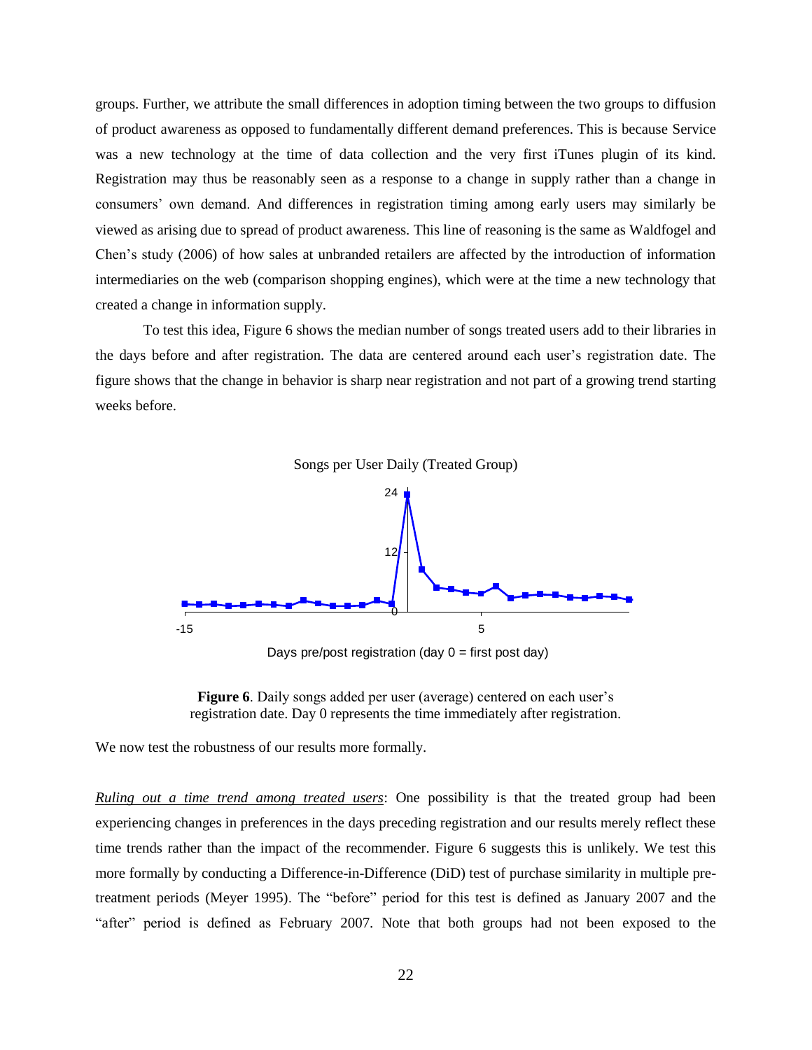groups. Further, we attribute the small differences in adoption timing between the two groups to diffusion of product awareness as opposed to fundamentally different demand preferences. This is because Service was a new technology at the time of data collection and the very first iTunes plugin of its kind. Registration may thus be reasonably seen as a response to a change in supply rather than a change in consumers' own demand. And differences in registration timing among early users may similarly be viewed as arising due to spread of product awareness. This line of reasoning is the same as Waldfogel and Chen's study (2006) of how sales at unbranded retailers are affected by the introduction of information intermediaries on the web (comparison shopping engines), which were at the time a new technology that created a change in information supply.

To test this idea, Figure 6 shows the median number of songs treated users add to their libraries in the days before and after registration. The data are centered around each user's registration date. The figure shows that the change in behavior is sharp near registration and not part of a growing trend starting weeks before.

Songs per User Daily (Treated Group)

Days pre/post registration (day 0 = first post day)

**Figure 6**. Daily songs added per user (average) centered on each user's registration date. Day 0 represents the time immediately after registration.

We now test the robustness of our results more formally.

*Ruling out a time trend among treated users*: One possibility is that the treated group had been experiencing changes in preferences in the days preceding registration and our results merely reflect these time trends rather than the impact of the recommender. Figure 6 suggests this is unlikely. We test this more formally by conducting a Difference-in-Difference (DiD) test of purchase similarity in multiple pre-treatment periods (Meyer 1995). The "before" period for this test is defined as January 2007 and the "after" period is defined as February 2007. Note that both groups had not been exposed to the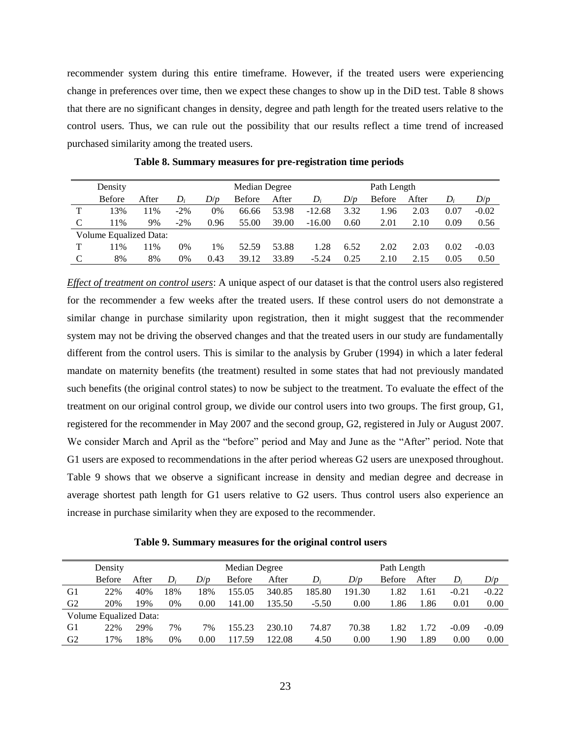recommender system during this entire timeframe. However, if the treated users were experiencing change in preferences over time, then we expect these changes to show up in the DiD test. Table 8 shows that there are no significant changes in density, degree and path length for the treated users relative to the control users. Thus, we can rule out the possibility that our results reflect a time trend of increased purchased similarity among the treated users.

**Table 8. Summary measures for pre-registration time periods**

| | Density | | | | Median Degree | | | | Path Length | | | |
|---|---|---|---|---|---|---|---|---|---|---|---|---|
| | Before | After | $D_i$ | $D/p$ | Before | After | $D_i$ | $D/p$ | Before | After | $D_i$ | $D/p$ |
| T | 13% | 11% | -2% | 0% | 66.66 | 53.98 | -12.68 | 3.32 | 1.96 | 2.03 | 0.07 | -0.02 |
| C | 11% | 9% | -2% | 0.96 | 55.00 | 39.00 | -16.00 | 0.60 | 2.01 | 2.10 | 0.09 | 0.56 |
| Volume Equalized Data: | | | | | | | | | | | | |
| T | 11% | 11% | 0% | 1% | 52.59 | 53.88 | 1.28 | 6.52 | 2.02 | 2.03 | 0.02 | -0.03 |
| C | 8% | 8% | 0% | 0.43 | 39.12 | 33.89 | -5.24 | 0.25 | 2.10 | 2.15 | 0.05 | 0.50 |

*Effect of treatment on control users*: A unique aspect of our dataset is that the control users also registered for the recommender a few weeks after the treated users. If these control users do not demonstrate a similar change in purchase similarity upon registration, then it might suggest that the recommender system may not be driving the observed changes and that the treated users in our study are fundamentally different from the control users. This is similar to the analysis by Gruber (1994) in which a later federal mandate on maternity benefits (the treatment) resulted in some states that had not previously mandated such benefits (the original control states) to now be subject to the treatment. To evaluate the effect of the treatment on our original control group, we divide our control users into two groups. The first group, G1, registered for the recommender in May 2007 and the second group, G2, registered in July or August 2007. We consider March and April as the "before" period and May and June as the "After" period. Note that G1 users are exposed to recommendations in the after period whereas G2 users are unexposed throughout. Table 9 shows that we observe a significant increase in density and median degree and decrease in average shortest path length for G1 users relative to G2 users. Thus control users also experience an increase in purchase similarity when they are exposed to the recommender.

**Table 9. Summary measures for the original control users**

| | Density | | | | Median Degree | | | | Path Length | | | |
|---|---|---|---|---|---|---|---|---|---|---|---|---|
| | Before | After | $D_i$ | $D/p$ | Before | After | $D_i$ | $D/p$ | Before | After | $D_i$ | $D/p$ |
| G1 | 22% | 40% | 18% | 18% | 155.05 | 340.85 | 185.80 | 191.30 | 1.82 | 1.61 | -0.21 | -0.22 |
| G2 | 20% | 19% | 0% | 0.00 | 141.00 | 135.50 | -5.50 | 0.00 | 1.86 | 1.86 | 0.01 | 0.00 |
| Volume Equalized Data: | | | | | | | | | | | | |
| G1 | 22% | 29% | 7% | 7% | 155.23 | 230.10 | 74.87 | 70.38 | 1.82 | 1.72 | -0.09 | -0.09 |
| G2 | 17% | 18% | 0% | 0.00 | 117.59 | 122.08 | 4.50 | 0.00 | 1.90 | 1.89 | 0.00 | 0.00 |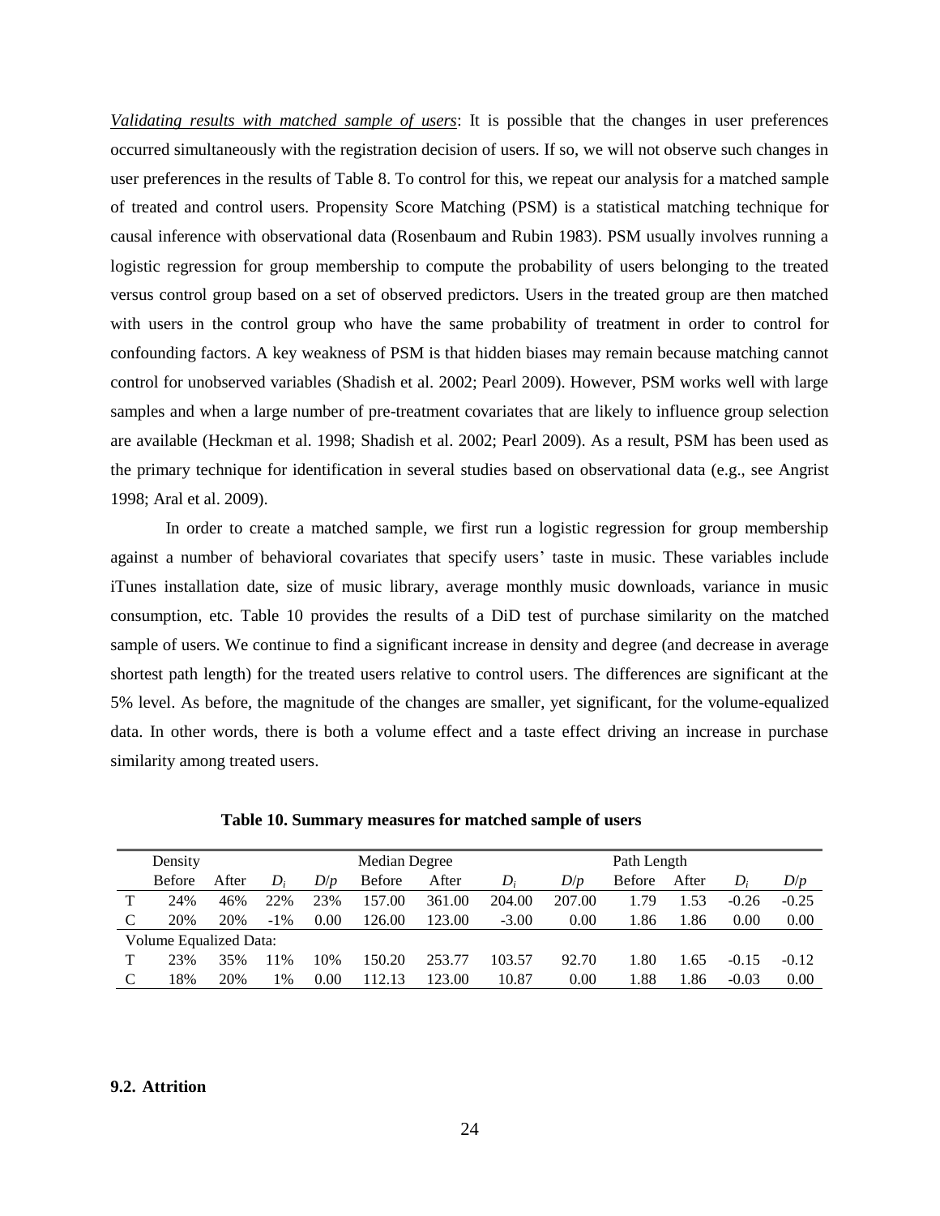*Validating results with matched sample of users*: It is possible that the changes in user preferences occurred simultaneously with the registration decision of users. If so, we will not observe such changes in user preferences in the results of Table 8. To control for this, we repeat our analysis for a matched sample of treated and control users. Propensity Score Matching (PSM) is a statistical matching technique for causal inference with observational data (Rosenbaum and Rubin 1983). PSM usually involves running a logistic regression for group membership to compute the probability of users belonging to the treated versus control group based on a set of observed predictors. Users in the treated group are then matched with users in the control group who have the same probability of treatment in order to control for confounding factors. A key weakness of PSM is that hidden biases may remain because matching cannot control for unobserved variables (Shadish et al. 2002; Pearl 2009). However, PSM works well with large samples and when a large number of pre-treatment covariates that are likely to influence group selection are available (Heckman et al. 1998; Shadish et al. 2002; Pearl 2009). As a result, PSM has been used as the primary technique for identification in several studies based on observational data (e.g., see Angrist 1998; Aral et al. 2009).

In order to create a matched sample, we first run a logistic regression for group membership against a number of behavioral covariates that specify users' taste in music. These variables include iTunes installation date, size of music library, average monthly music downloads, variance in music consumption, etc. Table 10 provides the results of a DiD test of purchase similarity on the matched sample of users. We continue to find a significant increase in density and degree (and decrease in average shortest path length) for the treated users relative to control users. The differences are significant at the 5% level. As before, the magnitude of the changes are smaller, yet significant, for the volume-equalized data. In other words, there is both a volume effect and a taste effect driving an increase in purchase similarity among treated users.

**Table 10. Summary measures for matched sample of users**

| | Density | | | | Median Degree | | | | Path Length | | | |
|---|---|---|---|---|---|---|---|---|---|---|---|---|
| | Before | After | $D_i$ | $D/p$ | Before | After | $D_i$ | $D/p$ | Before | After | $D_i$ | $D/p$ |
| T | 24% | 46% | 22% | 23% | 157.00 | 361.00 | 204.00 | 207.00 | 1.79 | 1.53 | -0.26 | -0.25 |
| C | 20% | 20% | -1% | 0.00 | 126.00 | 123.00 | -3.00 | 0.00 | 1.86 | 1.86 | 0.00 | 0.00 |
| Volume Equalized Data: | | | | | | | | | | | | |
| T | 23% | 35% | 11% | 10% | 150.20 | 253.77 | 103.57 | 92.70 | 1.80 | 1.65 | -0.15 | -0.12 |
| C | 18% | 20% | 1% | 0.00 | 112.13 | 123.00 | 10.87 | 0.00 | 1.88 | 1.86 | -0.03 | 0.00 |

## 9.2. Attrition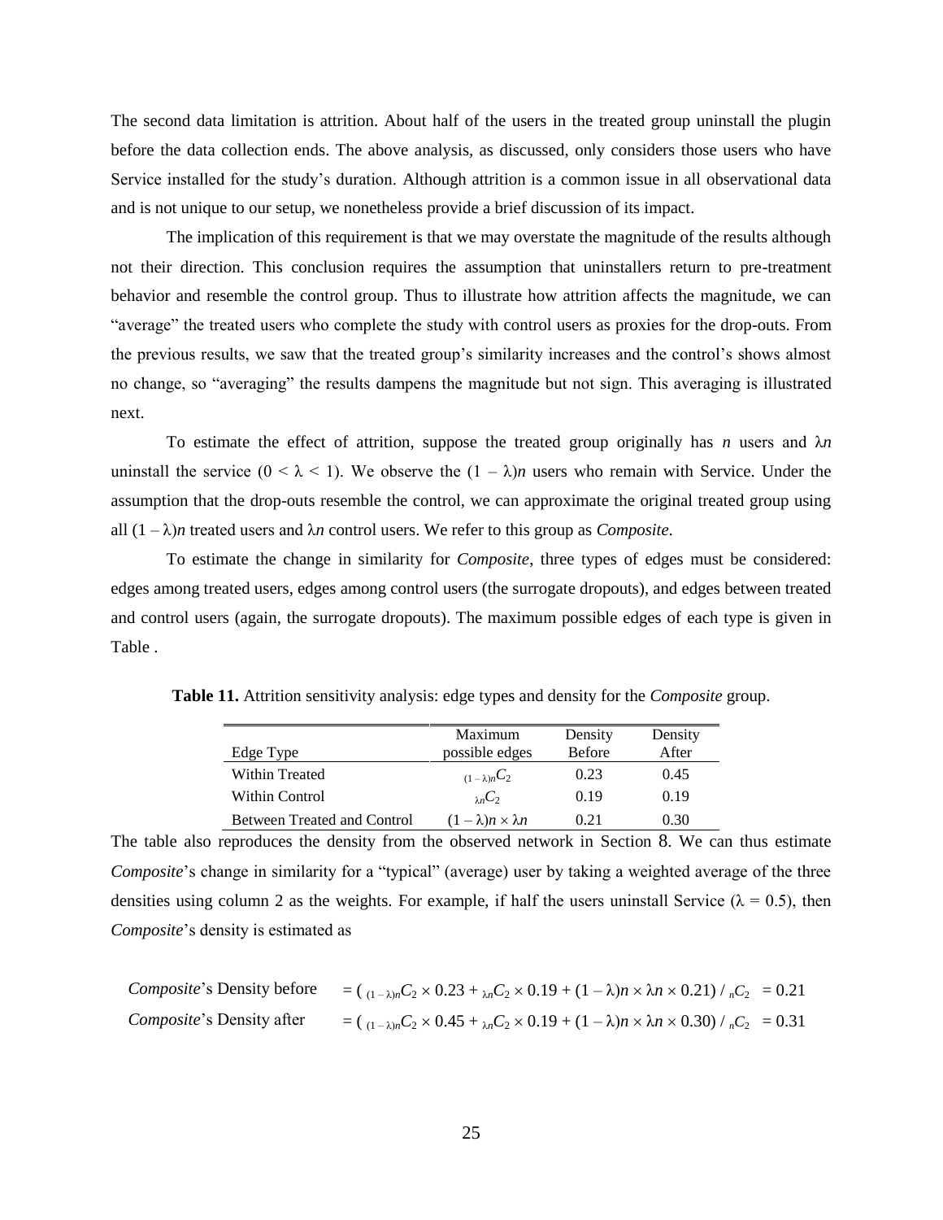The second data limitation is attrition. About half of the users in the treated group uninstall the plugin before the data collection ends. The above analysis, as discussed, only considers those users who have Service installed for the study's duration. Although attrition is a common issue in all observational data and is not unique to our setup, we nonetheless provide a brief discussion of its impact.

The implication of this requirement is that we may overstate the magnitude of the results although not their direction. This conclusion requires the assumption that uninstallers return to pre-treatment behavior and resemble the control group. Thus to illustrate how attrition affects the magnitude, we can "average" the treated users who complete the study with control users as proxies for the drop-outs. From the previous results, we saw that the treated group's similarity increases and the control's shows almost no change, so "averaging" the results dampens the magnitude but not sign. This averaging is illustrated next.

To estimate the effect of attrition, suppose the treated group originally has $n$ users and $\lambda n$ uninstall the service ($0 < \lambda < 1$). We observe the $(1 - \lambda)n$ users who remain with Service. Under the assumption that the drop-outs resemble the control, we can approximate the original treated group using all $(1 - \lambda)n$ treated users and $\lambda n$ control users. We refer to this group as *Composite*.

To estimate the change in similarity for *Composite*, three types of edges must be considered: edges among treated users, edges among control users (the surrogate dropouts), and edges between treated and control users (again, the surrogate dropouts). The maximum possible edges of each type is given in Table .

**Table 11.** Attrition sensitivity analysis: edge types and density for the *Composite* group.

| Edge Type | Maximum possible edges | Density Before | Density After |
|---|---|---|---|
| Within Treated | ${}_{(1-\lambda)n}C_2$ | 0.23 | 0.45 |
| Within Control | ${}_{\lambda n}C_2$ | 0.19 | 0.19 |
| Between Treated and Control | $(1 - \lambda)n \times \lambda n$ | 0.21 | 0.30 |

The table also reproduces the density from the observed network in Section 8. We can thus estimate *Composite*'s change in similarity for a "typical" (average) user by taking a weighted average of the three densities using column 2 as the weights. For example, if half the users uninstall Service ($\lambda = 0.5$), then *Composite*'s density is estimated as

$$\textit{Composite}\text{'s Density before} \quad = \left( {}_{(1-\lambda)n}C_2 \times 0.23 + {}_{\lambda n}C_2 \times 0.19 + (1-\lambda)n \times \lambda n \times 0.21 \right) / {}_{n}C_2 \;= 0.21$$

$$\textit{Composite}\text{'s Density after} \quad = \left( {}_{(1-\lambda)n}C_2 \times 0.45 + {}_{\lambda n}C_2 \times 0.19 + (1-\lambda)n \times \lambda n \times 0.30 \right) / {}_{n}C_2 \;= 0.31$$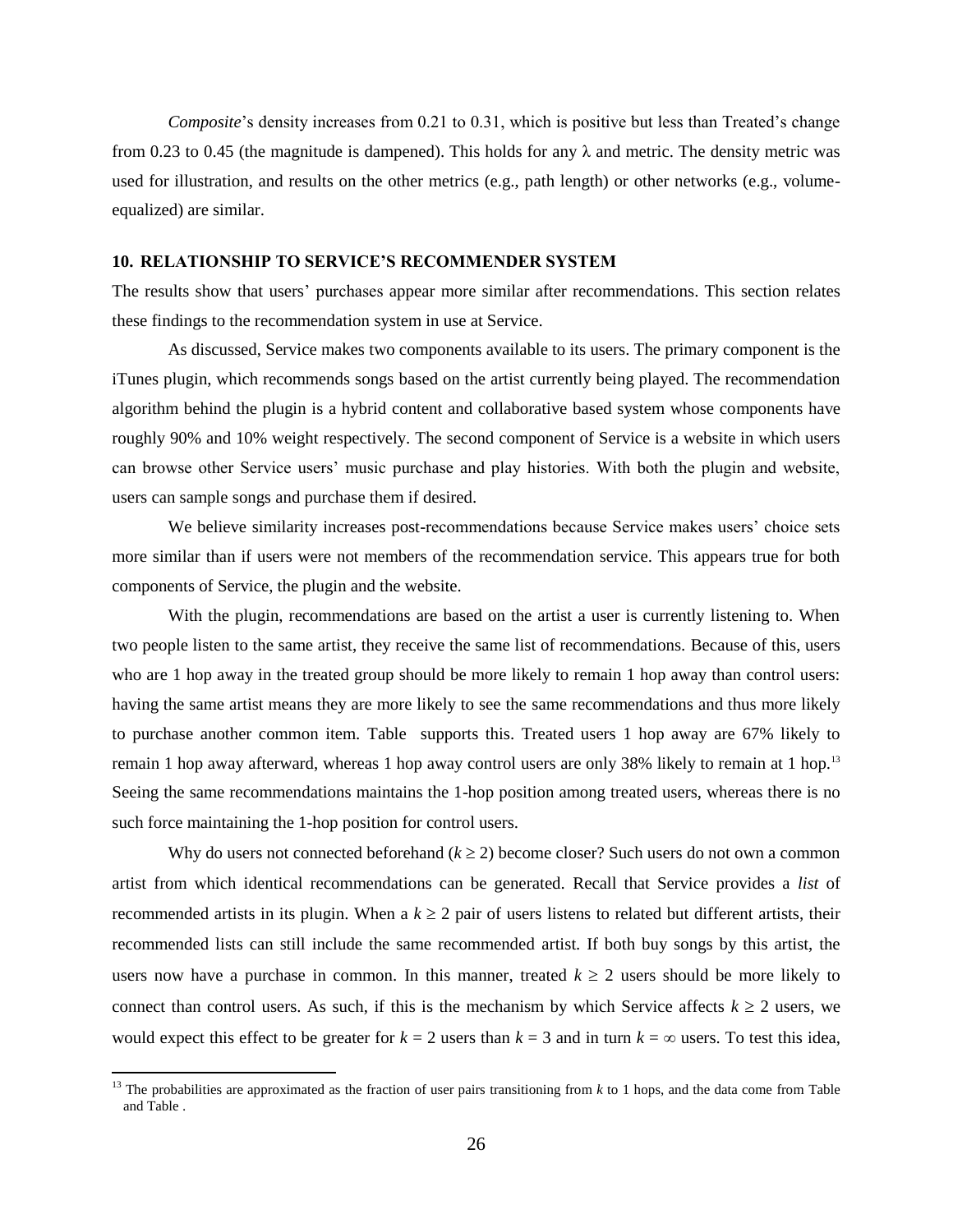*Composite*'s density increases from 0.21 to 0.31, which is positive but less than Treated's change from 0.23 to 0.45 (the magnitude is dampened). This holds for any $\lambda$ and metric. The density metric was used for illustration, and results on the other metrics (e.g., path length) or other networks (e.g., volume-equalized) are similar.

## 10. RELATIONSHIP TO SERVICE'S RECOMMENDER SYSTEM

The results show that users' purchases appear more similar after recommendations. This section relates these findings to the recommendation system in use at Service.

As discussed, Service makes two components available to its users. The primary component is the iTunes plugin, which recommends songs based on the artist currently being played. The recommendation algorithm behind the plugin is a hybrid content and collaborative based system whose components have roughly 90% and 10% weight respectively. The second component of Service is a website in which users can browse other Service users' music purchase and play histories. With both the plugin and website, users can sample songs and purchase them if desired.

We believe similarity increases post-recommendations because Service makes users' choice sets more similar than if users were not members of the recommendation service. This appears true for both components of Service, the plugin and the website.

With the plugin, recommendations are based on the artist a user is currently listening to. When two people listen to the same artist, they receive the same list of recommendations. Because of this, users who are 1 hop away in the treated group should be more likely to remain 1 hop away than control users: having the same artist means they are more likely to see the same recommendations and thus more likely to purchase another common item. Table  supports this. Treated users 1 hop away are 67% likely to remain 1 hop away afterward, whereas 1 hop away control users are only 38% likely to remain at 1 hop.[13] Seeing the same recommendations maintains the 1-hop position among treated users, whereas there is no such force maintaining the 1-hop position for control users.

Why do users not connected beforehand ($k \geq 2$) become closer? Such users do not own a common artist from which identical recommendations can be generated. Recall that Service provides a *list* of recommended artists in its plugin. When a $k \geq 2$ pair of users listens to related but different artists, their recommended lists can still include the same recommended artist. If both buy songs by this artist, the users now have a purchase in common. In this manner, treated $k \geq 2$ users should be more likely to connect than control users. As such, if this is the mechanism by which Service affects $k \geq 2$ users, we would expect this effect to be greater for $k = 2$ users than $k = 3$ and in turn $k = \infty$ users. To test this idea,

[13] The probabilities are approximated as the fraction of user pairs transitioning from $k$ to 1 hops, and the data come from Table and Table .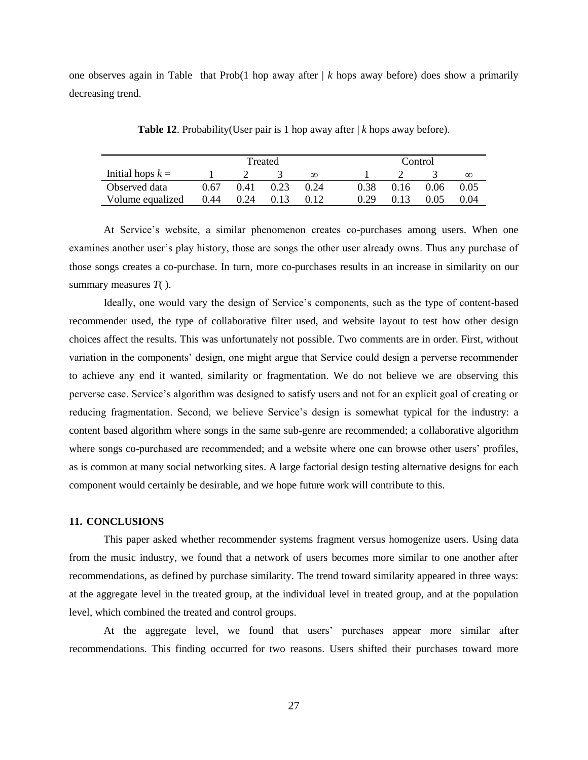one observes again in Table that Prob(1 hop away after | $k$ hops away before) does show a primarily decreasing trend.

**Table 12**. Probability(User pair is 1 hop away after | $k$ hops away before).

| | Treated | | | | Control | | | |
|---|---|---|---|---|---|---|---|---|
| Initial hops $k$ = | 1 | 2 | 3 | $\infty$ | 1 | 2 | 3 | $\infty$ |
| Observed data | 0.67 | 0.41 | 0.23 | 0.24 | 0.38 | 0.16 | 0.06 | 0.05 |
| Volume equalized | 0.44 | 0.24 | 0.13 | 0.12 | 0.29 | 0.13 | 0.05 | 0.04 |

At Service's website, a similar phenomenon creates co-purchases among users. When one examines another user's play history, those are songs the other user already owns. Thus any purchase of those songs creates a co-purchase. In turn, more co-purchases results in an increase in similarity on our summary measures $T(\,)$.

Ideally, one would vary the design of Service's components, such as the type of content-based recommender used, the type of collaborative filter used, and website layout to test how other design choices affect the results. This was unfortunately not possible. Two comments are in order. First, without variation in the components' design, one might argue that Service could design a perverse recommender to achieve any end it wanted, similarity or fragmentation. We do not believe we are observing this perverse case. Service's algorithm was designed to satisfy users and not for an explicit goal of creating or reducing fragmentation. Second, we believe Service's design is somewhat typical for the industry: a content based algorithm where songs in the same sub-genre are recommended; a collaborative algorithm where songs co-purchased are recommended; and a website where one can browse other users' profiles, as is common at many social networking sites. A large factorial design testing alternative designs for each component would certainly be desirable, and we hope future work will contribute to this.

## 11. CONCLUSIONS

This paper asked whether recommender systems fragment versus homogenize users. Using data from the music industry, we found that a network of users becomes more similar to one another after recommendations, as defined by purchase similarity. The trend toward similarity appeared in three ways: at the aggregate level in the treated group, at the individual level in treated group, and at the population level, which combined the treated and control groups.

At the aggregate level, we found that users' purchases appear more similar after recommendations. This finding occurred for two reasons. Users shifted their purchases toward more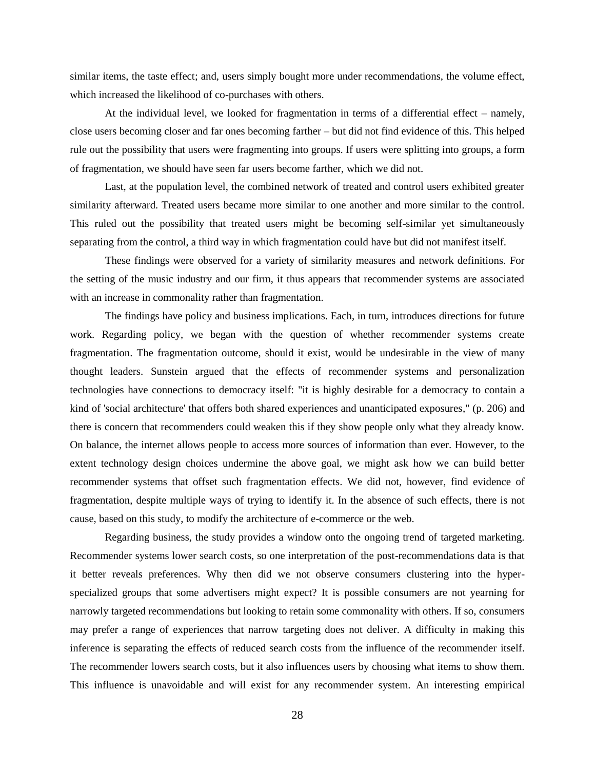similar items, the taste effect; and, users simply bought more under recommendations, the volume effect, which increased the likelihood of co-purchases with others.

At the individual level, we looked for fragmentation in terms of a differential effect – namely, close users becoming closer and far ones becoming farther – but did not find evidence of this. This helped rule out the possibility that users were fragmenting into groups. If users were splitting into groups, a form of fragmentation, we should have seen far users become farther, which we did not.

Last, at the population level, the combined network of treated and control users exhibited greater similarity afterward. Treated users became more similar to one another and more similar to the control. This ruled out the possibility that treated users might be becoming self-similar yet simultaneously separating from the control, a third way in which fragmentation could have but did not manifest itself.

These findings were observed for a variety of similarity measures and network definitions. For the setting of the music industry and our firm, it thus appears that recommender systems are associated with an increase in commonality rather than fragmentation.

The findings have policy and business implications. Each, in turn, introduces directions for future work. Regarding policy, we began with the question of whether recommender systems create fragmentation. The fragmentation outcome, should it exist, would be undesirable in the view of many thought leaders. Sunstein argued that the effects of recommender systems and personalization technologies have connections to democracy itself: "it is highly desirable for a democracy to contain a kind of 'social architecture' that offers both shared experiences and unanticipated exposures," (p. 206) and there is concern that recommenders could weaken this if they show people only what they already know. On balance, the internet allows people to access more sources of information than ever. However, to the extent technology design choices undermine the above goal, we might ask how we can build better recommender systems that offset such fragmentation effects. We did not, however, find evidence of fragmentation, despite multiple ways of trying to identify it. In the absence of such effects, there is not cause, based on this study, to modify the architecture of e-commerce or the web.

Regarding business, the study provides a window onto the ongoing trend of targeted marketing. Recommender systems lower search costs, so one interpretation of the post-recommendations data is that it better reveals preferences. Why then did we not observe consumers clustering into the hyper-specialized groups that some advertisers might expect? It is possible consumers are not yearning for narrowly targeted recommendations but looking to retain some commonality with others. If so, consumers may prefer a range of experiences that narrow targeting does not deliver. A difficulty in making this inference is separating the effects of reduced search costs from the influence of the recommender itself. The recommender lowers search costs, but it also influences users by choosing what items to show them. This influence is unavoidable and will exist for any recommender system. An interesting empirical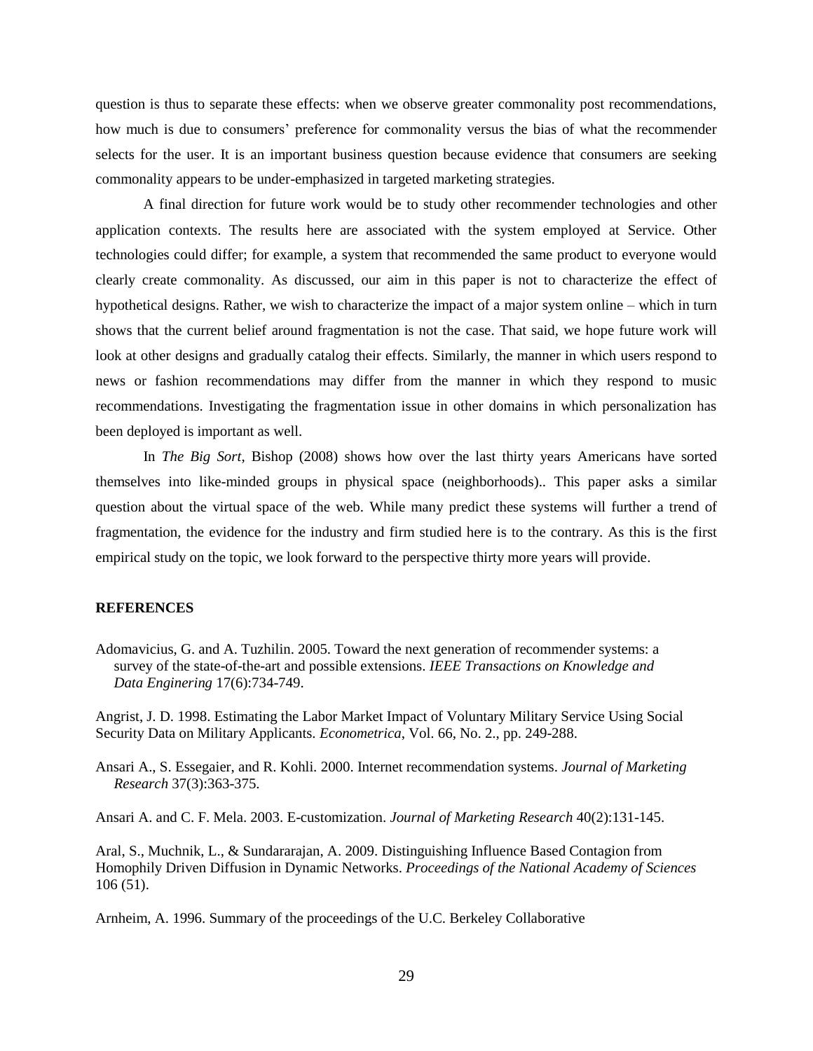question is thus to separate these effects: when we observe greater commonality post recommendations, how much is due to consumers' preference for commonality versus the bias of what the recommender selects for the user. It is an important business question because evidence that consumers are seeking commonality appears to be under-emphasized in targeted marketing strategies.

A final direction for future work would be to study other recommender technologies and other application contexts. The results here are associated with the system employed at Service. Other technologies could differ; for example, a system that recommended the same product to everyone would clearly create commonality. As discussed, our aim in this paper is not to characterize the effect of hypothetical designs. Rather, we wish to characterize the impact of a major system online – which in turn shows that the current belief around fragmentation is not the case. That said, we hope future work will look at other designs and gradually catalog their effects. Similarly, the manner in which users respond to news or fashion recommendations may differ from the manner in which they respond to music recommendations. Investigating the fragmentation issue in other domains in which personalization has been deployed is important as well.

In *The Big Sort*, Bishop (2008) shows how over the last thirty years Americans have sorted themselves into like-minded groups in physical space (neighborhoods).. This paper asks a similar question about the virtual space of the web. While many predict these systems will further a trend of fragmentation, the evidence for the industry and firm studied here is to the contrary. As this is the first empirical study on the topic, we look forward to the perspective thirty more years will provide.

**REFERENCES**

Adomavicius, G. and A. Tuzhilin. 2005. Toward the next generation of recommender systems: a survey of the state-of-the-art and possible extensions. *IEEE Transactions on Knowledge and Data Enginering* 17(6):734-749.

Angrist, J. D. 1998. Estimating the Labor Market Impact of Voluntary Military Service Using Social Security Data on Military Applicants. *Econometrica*, Vol. 66, No. 2., pp. 249-288.

Ansari A., S. Essegaier, and R. Kohli. 2000. Internet recommendation systems. *Journal of Marketing Research* 37(3):363-375.

Ansari A. and C. F. Mela. 2003. E-customization. *Journal of Marketing Research* 40(2):131-145.

Aral, S., Muchnik, L., & Sundararajan, A. 2009. Distinguishing Influence Based Contagion from Homophily Driven Diffusion in Dynamic Networks. *Proceedings of the National Academy of Sciences* 106 (51).

Arnheim, A. 1996. Summary of the proceedings of the U.C. Berkeley Collaborative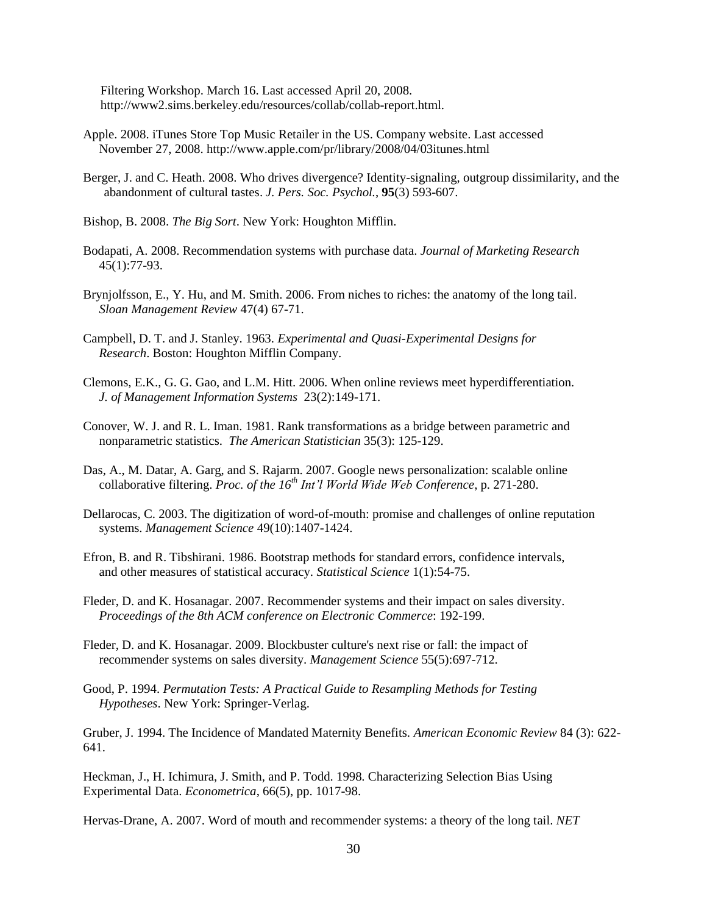Filtering Workshop. March 16. Last accessed April 20, 2008. http://www2.sims.berkeley.edu/resources/collab/collab-report.html.

Apple. 2008. iTunes Store Top Music Retailer in the US. Company website. Last accessed November 27, 2008. http://www.apple.com/pr/library/2008/04/03itunes.html

Berger, J. and C. Heath. 2008. Who drives divergence? Identity-signaling, outgroup dissimilarity, and the abandonment of cultural tastes. *J. Pers. Soc. Psychol.*, **95**(3) 593-607.

Bishop, B. 2008. *The Big Sort*. New York: Houghton Mifflin.

Bodapati, A. 2008. Recommendation systems with purchase data. *Journal of Marketing Research* 45(1):77-93.

Brynjolfsson, E., Y. Hu, and M. Smith. 2006. From niches to riches: the anatomy of the long tail. *Sloan Management Review* 47(4) 67-71.

Campbell, D. T. and J. Stanley. 1963. *Experimental and Quasi-Experimental Designs for Research*. Boston: Houghton Mifflin Company.

Clemons, E.K., G. G. Gao, and L.M. Hitt. 2006. When online reviews meet hyperdifferentiation. *J. of Management Information Systems* 23(2):149-171.

Conover, W. J. and R. L. Iman. 1981. Rank transformations as a bridge between parametric and nonparametric statistics. *The American Statistician* 35(3): 125-129.

Das, A., M. Datar, A. Garg, and S. Rajarm. 2007. Google news personalization: scalable online collaborative filtering. *Proc. of the 16th Int'l World Wide Web Conference*, p. 271-280.

Dellarocas, C. 2003. The digitization of word-of-mouth: promise and challenges of online reputation systems. *Management Science* 49(10):1407-1424.

Efron, B. and R. Tibshirani. 1986. Bootstrap methods for standard errors, confidence intervals, and other measures of statistical accuracy. *Statistical Science* 1(1):54-75.

Fleder, D. and K. Hosanagar. 2007. Recommender systems and their impact on sales diversity. *Proceedings of the 8th ACM conference on Electronic Commerce*: 192-199.

Fleder, D. and K. Hosanagar. 2009. Blockbuster culture's next rise or fall: the impact of recommender systems on sales diversity. *Management Science* 55(5):697-712.

Good, P. 1994. *Permutation Tests: A Practical Guide to Resampling Methods for Testing Hypotheses*. New York: Springer-Verlag.

Gruber, J. 1994. The Incidence of Mandated Maternity Benefits. *American Economic Review* 84 (3): 622-641.

Heckman, J., H. Ichimura, J. Smith, and P. Todd. 1998. Characterizing Selection Bias Using Experimental Data. *Econometrica*, 66(5), pp. 1017-98.

Hervas-Drane, A. 2007. Word of mouth and recommender systems: a theory of the long tail. *NET*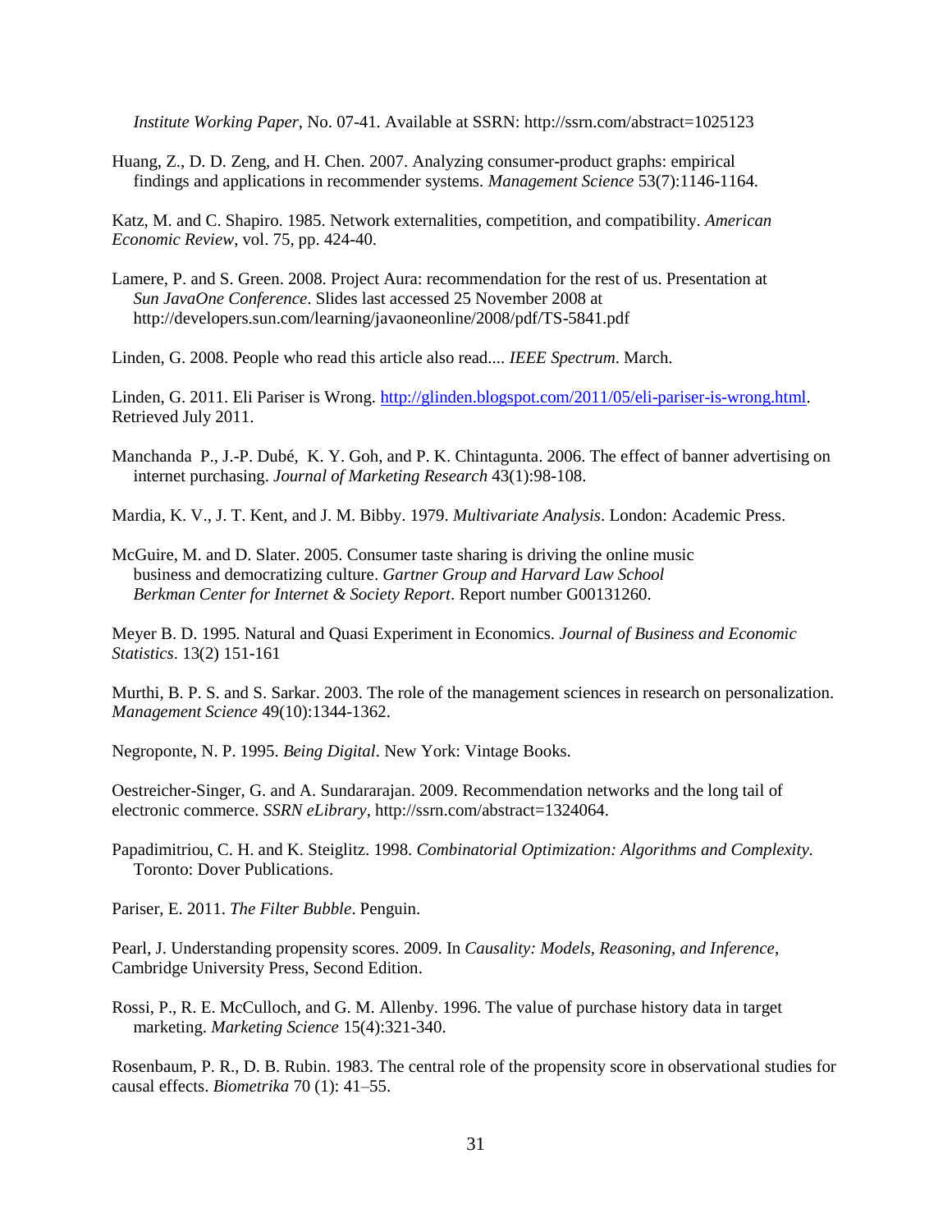*Institute Working Paper*, No. 07-41. Available at SSRN: http://ssrn.com/abstract=1025123

Huang, Z., D. D. Zeng, and H. Chen. 2007. Analyzing consumer-product graphs: empirical findings and applications in recommender systems. *Management Science* 53(7):1146-1164.

Katz, M. and C. Shapiro. 1985. Network externalities, competition, and compatibility. *American Economic Review*, vol. 75, pp. 424-40.

Lamere, P. and S. Green. 2008. Project Aura: recommendation for the rest of us. Presentation at *Sun JavaOne Conference*. Slides last accessed 25 November 2008 at http://developers.sun.com/learning/javaoneonline/2008/pdf/TS-5841.pdf

Linden, G. 2008. People who read this article also read.... *IEEE Spectrum*. March.

Linden, G. 2011. Eli Pariser is Wrong. http://glinden.blogspot.com/2011/05/eli-pariser-is-wrong.html. Retrieved July 2011.

Manchanda P., J.-P. Dubé, K. Y. Goh, and P. K. Chintagunta. 2006. The effect of banner advertising on internet purchasing. *Journal of Marketing Research* 43(1):98-108.

Mardia, K. V., J. T. Kent, and J. M. Bibby. 1979. *Multivariate Analysis*. London: Academic Press.

McGuire, M. and D. Slater. 2005. Consumer taste sharing is driving the online music business and democratizing culture. *Gartner Group and Harvard Law School Berkman Center for Internet & Society Report*. Report number G00131260.

Meyer B. D. 1995. Natural and Quasi Experiment in Economics. *Journal of Business and Economic Statistics*. 13(2) 151-161

Murthi, B. P. S. and S. Sarkar. 2003. The role of the management sciences in research on personalization. *Management Science* 49(10):1344-1362.

Negroponte, N. P. 1995. *Being Digital*. New York: Vintage Books.

Oestreicher-Singer, G. and A. Sundararajan. 2009. Recommendation networks and the long tail of electronic commerce. *SSRN eLibrary*, http://ssrn.com/abstract=1324064.

Papadimitriou, C. H. and K. Steiglitz. 1998. *Combinatorial Optimization: Algorithms and Complexity*. Toronto: Dover Publications.

Pariser, E. 2011. *The Filter Bubble*. Penguin.

Pearl, J. Understanding propensity scores. 2009. In *Causality: Models, Reasoning, and Inference*, Cambridge University Press, Second Edition.

Rossi, P., R. E. McCulloch, and G. M. Allenby. 1996. The value of purchase history data in target marketing. *Marketing Science* 15(4):321-340.

Rosenbaum, P. R., D. B. Rubin. 1983. The central role of the propensity score in observational studies for causal effects. *Biometrika* 70 (1): 41–55.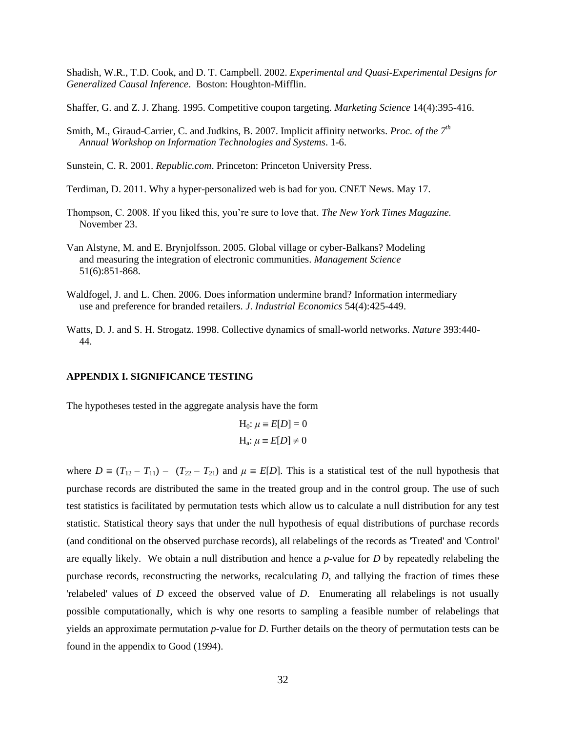Shadish, W.R., T.D. Cook, and D. T. Campbell. 2002. *Experimental and Quasi-Experimental Designs for Generalized Causal Inference*. Boston: Houghton-Mifflin.

Shaffer, G. and Z. J. Zhang. 1995. Competitive coupon targeting. *Marketing Science* 14(4):395-416.

Smith, M., Giraud-Carrier, C. and Judkins, B. 2007. Implicit affinity networks. *Proc. of the 7th Annual Workshop on Information Technologies and Systems*. 1-6.

Sunstein, C. R. 2001. *Republic.com*. Princeton: Princeton University Press.

Terdiman, D. 2011. Why a hyper-personalized web is bad for you. CNET News. May 17.

Thompson, C. 2008. If you liked this, you're sure to love that. *The New York Times Magazine.* November 23.

Van Alstyne, M. and E. Brynjolfsson. 2005. Global village or cyber-Balkans? Modeling and measuring the integration of electronic communities. *Management Science* 51(6):851-868.

Waldfogel, J. and L. Chen. 2006. Does information undermine brand? Information intermediary use and preference for branded retailers. *J. Industrial Economics* 54(4):425-449.

Watts, D. J. and S. H. Strogatz. 1998. Collective dynamics of small-world networks. *Nature* 393:440-44.

## APPENDIX I. SIGNIFICANCE TESTING

The hypotheses tested in the aggregate analysis have the form

$$H_0: \mu \equiv E[D] = 0$$

$$H_a: \mu \equiv E[D] \neq 0$$

where $D \equiv (T_{12} - T_{11}) - (T_{22} - T_{21})$ and $\mu \equiv E[D]$. This is a statistical test of the null hypothesis that purchase records are distributed the same in the treated group and in the control group. The use of such test statistics is facilitated by permutation tests which allow us to calculate a null distribution for any test statistic. Statistical theory says that under the null hypothesis of equal distributions of purchase records (and conditional on the observed purchase records), all relabelings of the records as 'Treated' and 'Control' are equally likely. We obtain a null distribution and hence a *p*-value for *D* by repeatedly relabeling the purchase records, reconstructing the networks, recalculating *D*, and tallying the fraction of times these 'relabeled' values of *D* exceed the observed value of *D*. Enumerating all relabelings is not usually possible computationally, which is why one resorts to sampling a feasible number of relabelings that yields an approximate permutation *p*-value for *D*. Further details on the theory of permutation tests can be found in the appendix to Good (1994).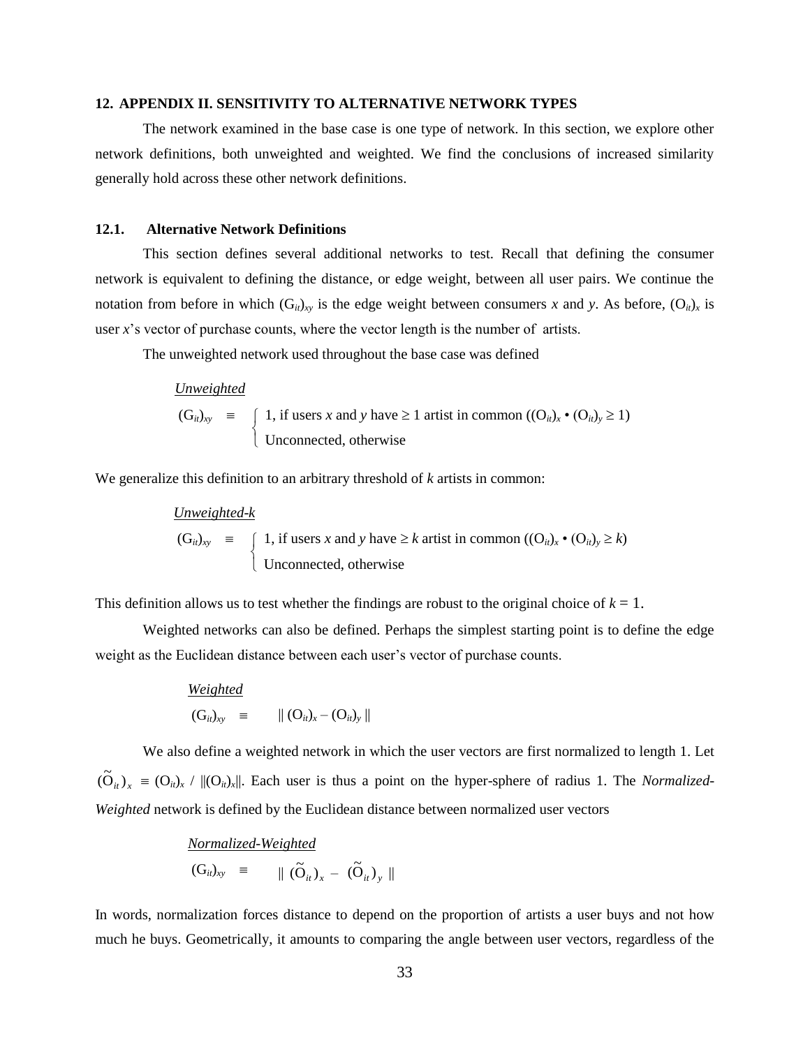## 12. APPENDIX II. SENSITIVITY TO ALTERNATIVE NETWORK TYPES

The network examined in the base case is one type of network. In this section, we explore other network definitions, both unweighted and weighted. We find the conclusions of increased similarity generally hold across these other network definitions.

### 12.1. Alternative Network Definitions

This section defines several additional networks to test. Recall that defining the consumer network is equivalent to defining the distance, or edge weight, between all user pairs. We continue the notation from before in which $(G_{it})_{xy}$ is the edge weight between consumers *x* and *y*. As before, $(O_{it})_x$ is user *x*'s vector of purchase counts, where the vector length is the number of artists.

The unweighted network used throughout the base case was defined

*Unweighted*

$$(G_{it})_{xy} \equiv \begin{cases} 1, \text{ if users } x \text{ and } y \text{ have} \geq 1 \text{ artist in common } ((O_{it})_x \bullet (O_{it})_y \geq 1) \\ \text{Unconnected, otherwise} \end{cases}$$

We generalize this definition to an arbitrary threshold of *k* artists in common:

*Unweighted-k*

$$(G_{it})_{xy} \equiv \begin{cases} 1, \text{ if users } x \text{ and } y \text{ have} \geq k \text{ artist in common } ((O_{it})_x \bullet (O_{it})_y \geq k) \\ \text{Unconnected, otherwise} \end{cases}$$

This definition allows us to test whether the findings are robust to the original choice of $k = 1$.

Weighted networks can also be defined. Perhaps the simplest starting point is to define the edge weight as the Euclidean distance between each user's vector of purchase counts.

*Weighted*

$$(G_{it})_{xy} \equiv \| (O_{it})_x - (O_{it})_y \|$$

We also define a weighted network in which the user vectors are first normalized to length 1. Let $(\tilde{O}_{it})_x \equiv (O_{it})_x \,/\, \|(O_{it})_x\|$. Each user is thus a point on the hyper-sphere of radius 1. The *Normalized-Weighted* network is defined by the Euclidean distance between normalized user vectors

*Normalized-Weighted*

$$(G_{it})_{xy} \equiv \| (\tilde{O}_{it})_x - (\tilde{O}_{it})_y \|$$

In words, normalization forces distance to depend on the proportion of artists a user buys and not how much he buys. Geometrically, it amounts to comparing the angle between user vectors, regardless of the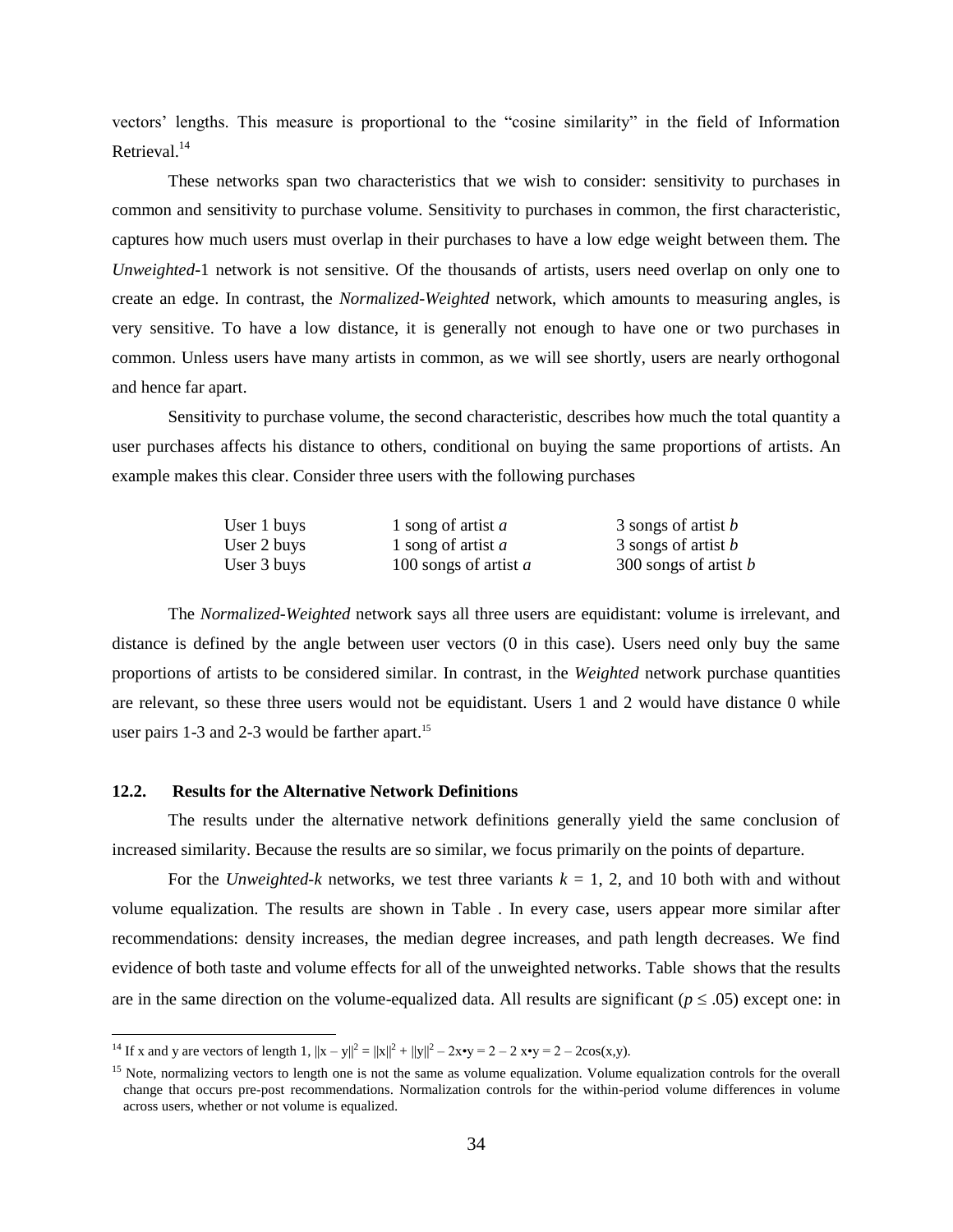vectors' lengths. This measure is proportional to the "cosine similarity" in the field of Information Retrieval.[14]

These networks span two characteristics that we wish to consider: sensitivity to purchases in common and sensitivity to purchase volume. Sensitivity to purchases in common, the first characteristic, captures how much users must overlap in their purchases to have a low edge weight between them. The *Unweighted*-1 network is not sensitive. Of the thousands of artists, users need overlap on only one to create an edge. In contrast, the *Normalized-Weighted* network, which amounts to measuring angles, is very sensitive. To have a low distance, it is generally not enough to have one or two purchases in common. Unless users have many artists in common, as we will see shortly, users are nearly orthogonal and hence far apart.

Sensitivity to purchase volume, the second characteristic, describes how much the total quantity a user purchases affects his distance to others, conditional on buying the same proportions of artists. An example makes this clear. Consider three users with the following purchases

| | | |
|---|---|---|
| User 1 buys | 1 song of artist *a* | 3 songs of artist *b* |
| User 2 buys | 1 song of artist *a* | 3 songs of artist *b* |
| User 3 buys | 100 songs of artist *a* | 300 songs of artist *b* |

The *Normalized-Weighted* network says all three users are equidistant: volume is irrelevant, and distance is defined by the angle between user vectors (0 in this case). Users need only buy the same proportions of artists to be considered similar. In contrast, in the *Weighted* network purchase quantities are relevant, so these three users would not be equidistant. Users 1 and 2 would have distance 0 while user pairs 1-3 and 2-3 would be farther apart.[15]

### 12.2. Results for the Alternative Network Definitions

The results under the alternative network definitions generally yield the same conclusion of increased similarity. Because the results are so similar, we focus primarily on the points of departure.

For the *Unweighted-k* networks, we test three variants $k$ = 1, 2, and 10 both with and without volume equalization. The results are shown in Table . In every case, users appear more similar after recommendations: density increases, the median degree increases, and path length decreases. We find evidence of both taste and volume effects for all of the unweighted networks. Table shows that the results are in the same direction on the volume-equalized data. All results are significant ($p \leq .05$) except one: in

---

[14] If x and y are vectors of length 1, $\|x - y\|^2 = \|x\|^2 + \|y\|^2 - 2x\bullet y = 2 - 2\,x\bullet y = 2 - 2\cos(x,y)$.

[15] Note, normalizing vectors to length one is not the same as volume equalization. Volume equalization controls for the overall change that occurs pre-post recommendations. Normalization controls for the within-period volume differences in volume across users, whether or not volume is equalized.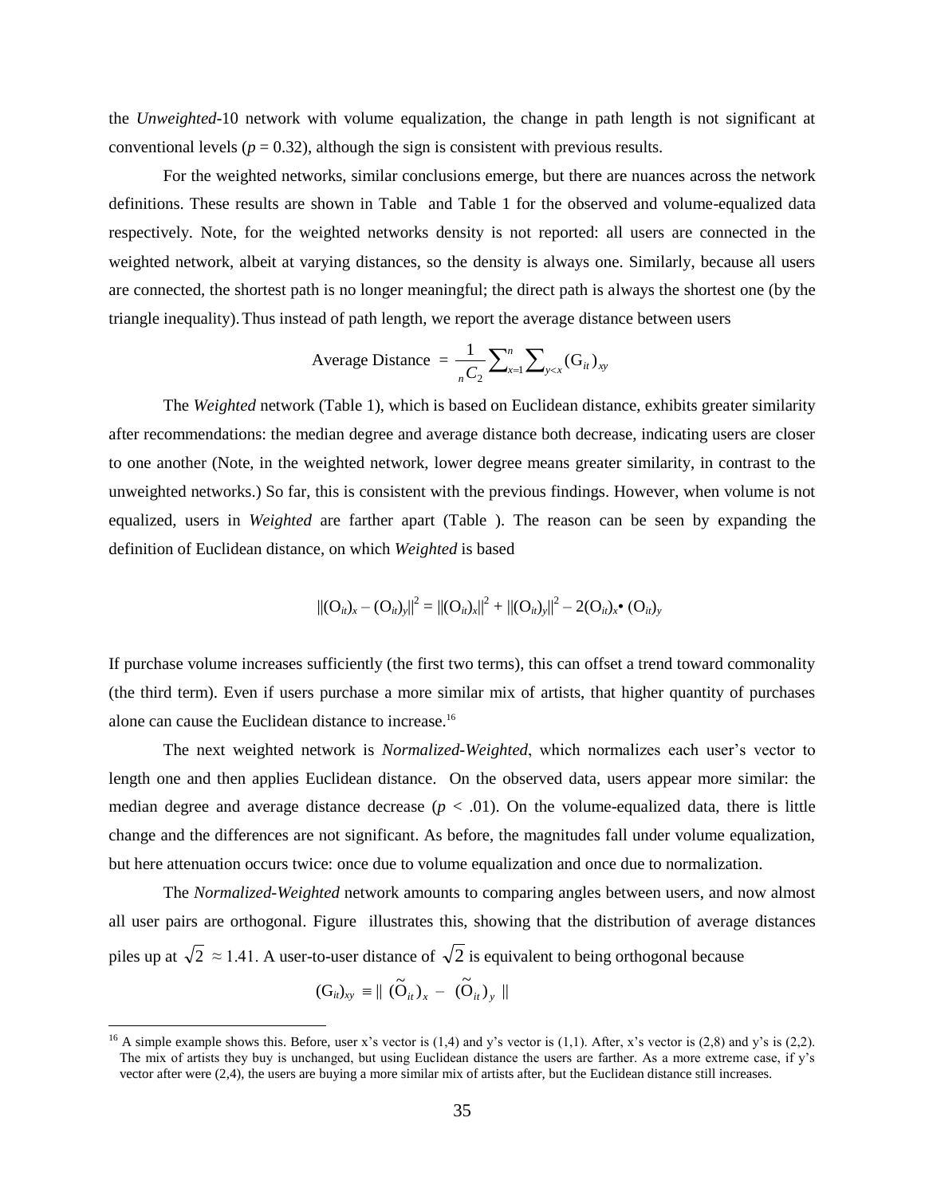the *Unweighted*-10 network with volume equalization, the change in path length is not significant at conventional levels ($p = 0.32$), although the sign is consistent with previous results.

For the weighted networks, similar conclusions emerge, but there are nuances across the network definitions. These results are shown in Table  and Table 1 for the observed and volume-equalized data respectively. Note, for the weighted networks density is not reported: all users are connected in the weighted network, albeit at varying distances, so the density is always one. Similarly, because all users are connected, the shortest path is no longer meaningful; the direct path is always the shortest one (by the triangle inequality). Thus instead of path length, we report the average distance between users

$$\text{Average Distance} = \frac{1}{{}_nC_2} \sum_{x=1}^{n} \sum_{y<x} (\text{G}_{it})_{xy}$$

The *Weighted* network (Table 1), which is based on Euclidean distance, exhibits greater similarity after recommendations: the median degree and average distance both decrease, indicating users are closer to one another (Note, in the weighted network, lower degree means greater similarity, in contrast to the unweighted networks.) So far, this is consistent with the previous findings. However, when volume is not equalized, users in *Weighted* are farther apart (Table ). The reason can be seen by expanding the definition of Euclidean distance, on which *Weighted* is based

$$\|(\text{O}_{it})_x - (\text{O}_{it})_y\|^2 = \|(\text{O}_{it})_x\|^2 + \|(\text{O}_{it})_y\|^2 - 2(\text{O}_{it})_x \bullet (\text{O}_{it})_y$$

If purchase volume increases sufficiently (the first two terms), this can offset a trend toward commonality (the third term). Even if users purchase a more similar mix of artists, that higher quantity of purchases alone can cause the Euclidean distance to increase.[16]

The next weighted network is *Normalized-Weighted*, which normalizes each user's vector to length one and then applies Euclidean distance. On the observed data, users appear more similar: the median degree and average distance decrease ($p < .01$). On the volume-equalized data, there is little change and the differences are not significant. As before, the magnitudes fall under volume equalization, but here attenuation occurs twice: once due to volume equalization and once due to normalization.

The *Normalized-Weighted* network amounts to comparing angles between users, and now almost all user pairs are orthogonal. Figure  illustrates this, showing that the distribution of average distances piles up at $\sqrt{2} \approx 1.41$. A user-to-user distance of $\sqrt{2}$ is equivalent to being orthogonal because

$$(\text{G}_{it})_{xy} \equiv \| (\tilde{\text{O}}_{it})_x - (\tilde{\text{O}}_{it})_y \|$$

---

[16] A simple example shows this. Before, user x's vector is (1,4) and y's vector is (1,1). After, x's vector is (2,8) and y's is (2,2). The mix of artists they buy is unchanged, but using Euclidean distance the users are farther. As a more extreme case, if y's vector after were (2,4), the users are buying a more similar mix of artists after, but the Euclidean distance still increases.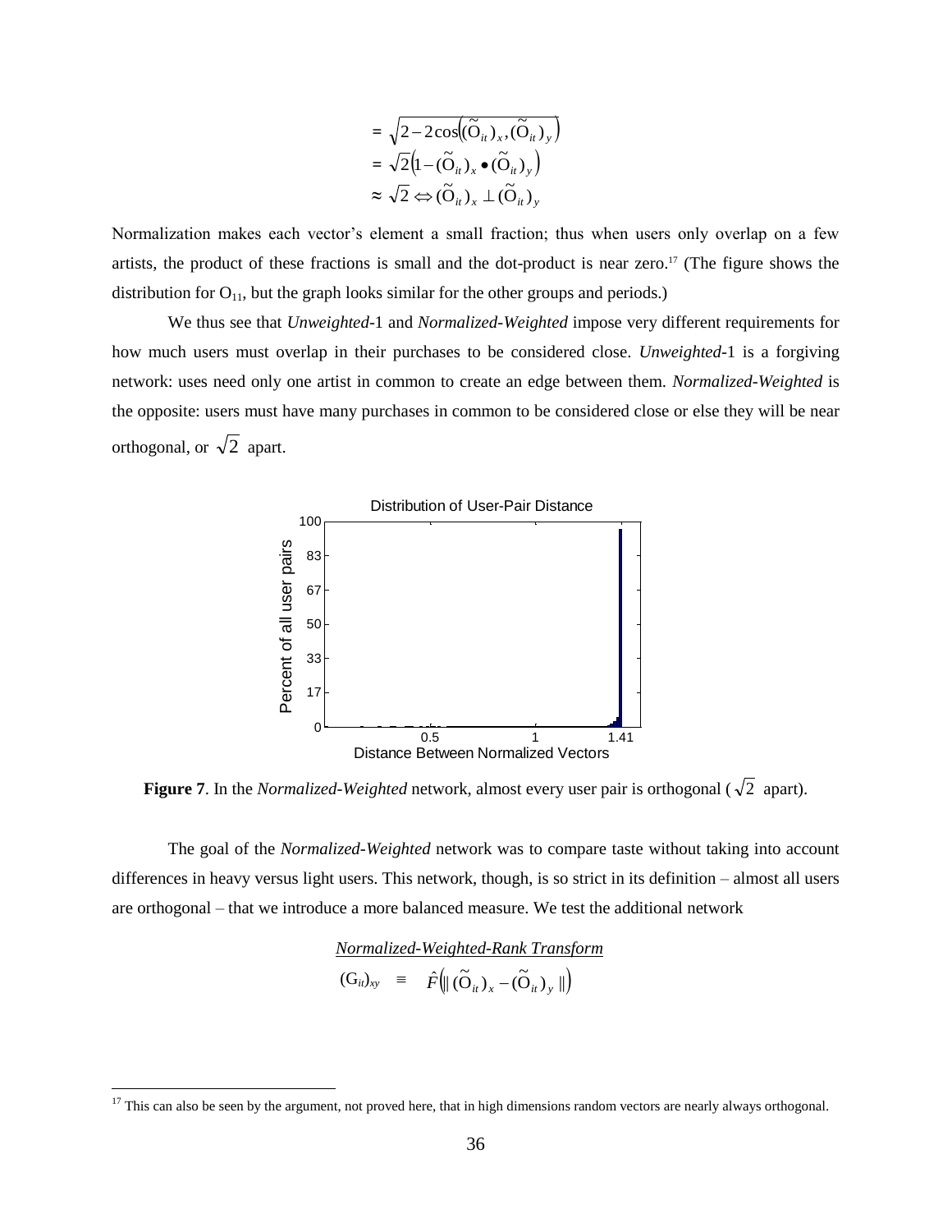$$
\begin{aligned}
&= \sqrt{2 - 2\cos\left((\tilde{O}_{it})_x, (\tilde{O}_{it})_y\right)} \\
&= \sqrt{2}\left(1 - (\tilde{O}_{it})_x \bullet (\tilde{O}_{it})_y\right) \\
&\approx \sqrt{2} \Leftrightarrow (\tilde{O}_{it})_x \perp (\tilde{O}_{it})_y
\end{aligned}
$$

Normalization makes each vector's element a small fraction; thus when users only overlap on a few artists, the product of these fractions is small and the dot-product is near zero.[17] (The figure shows the distribution for $O_{11}$, but the graph looks similar for the other groups and periods.)

We thus see that *Unweighted*-1 and *Normalized-Weighted* impose very different requirements for how much users must overlap in their purchases to be considered close. *Unweighted*-1 is a forgiving network: uses need only one artist in common to create an edge between them. *Normalized-Weighted* is the opposite: users must have many purchases in common to be considered close or else they will be near orthogonal, or $\sqrt{2}$ apart.

**Figure 7**. In the *Normalized-Weighted* network, almost every user pair is orthogonal ($\sqrt{2}$ apart).

The goal of the *Normalized-Weighted* network was to compare taste without taking into account differences in heavy versus light users. This network, though, is so strict in its definition – almost all users are orthogonal – that we introduce a more balanced measure. We test the additional network

<u>*Normalized-Weighted-Rank Transform*</u>

$$
(G_{it})_{xy} \equiv \hat{F}\left(\| (\tilde{O}_{it})_x - (\tilde{O}_{it})_y \|\right)
$$

[17] This can also be seen by the argument, not proved here, that in high dimensions random vectors are nearly always orthogonal.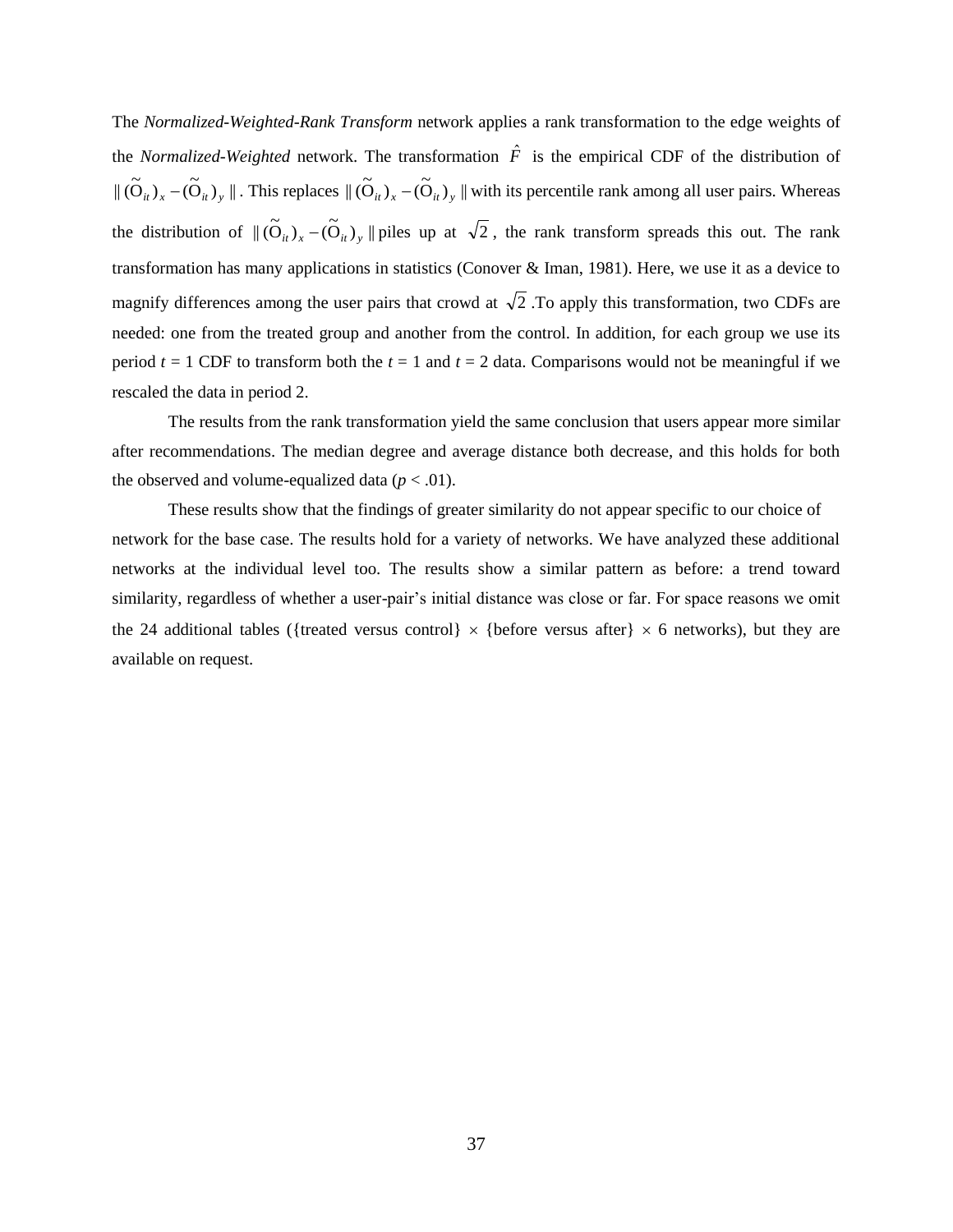The *Normalized-Weighted-Rank Transform* network applies a rank transformation to the edge weights of the *Normalized-Weighted* network. The transformation $\hat{F}$ is the empirical CDF of the distribution of $\| (\tilde{O}_{it})_x - (\tilde{O}_{it})_y \|$. This replaces $\| (\tilde{O}_{it})_x - (\tilde{O}_{it})_y \|$ with its percentile rank among all user pairs. Whereas the distribution of $\| (\tilde{O}_{it})_x - (\tilde{O}_{it})_y \|$ piles up at $\sqrt{2}$, the rank transform spreads this out. The rank transformation has many applications in statistics (Conover & Iman, 1981). Here, we use it as a device to magnify differences among the user pairs that crowd at $\sqrt{2}$ .To apply this transformation, two CDFs are needed: one from the treated group and another from the control. In addition, for each group we use its period $t = 1$ CDF to transform both the $t = 1$ and $t = 2$ data. Comparisons would not be meaningful if we rescaled the data in period 2.

The results from the rank transformation yield the same conclusion that users appear more similar after recommendations. The median degree and average distance both decrease, and this holds for both the observed and volume-equalized data ($p < .01$).

These results show that the findings of greater similarity do not appear specific to our choice of network for the base case. The results hold for a variety of networks. We have analyzed these additional networks at the individual level too. The results show a similar pattern as before: a trend toward similarity, regardless of whether a user-pair's initial distance was close or far. For space reasons we omit the 24 additional tables ({treated versus control} $\times$ {before versus after} $\times$ 6 networks), but they are available on request.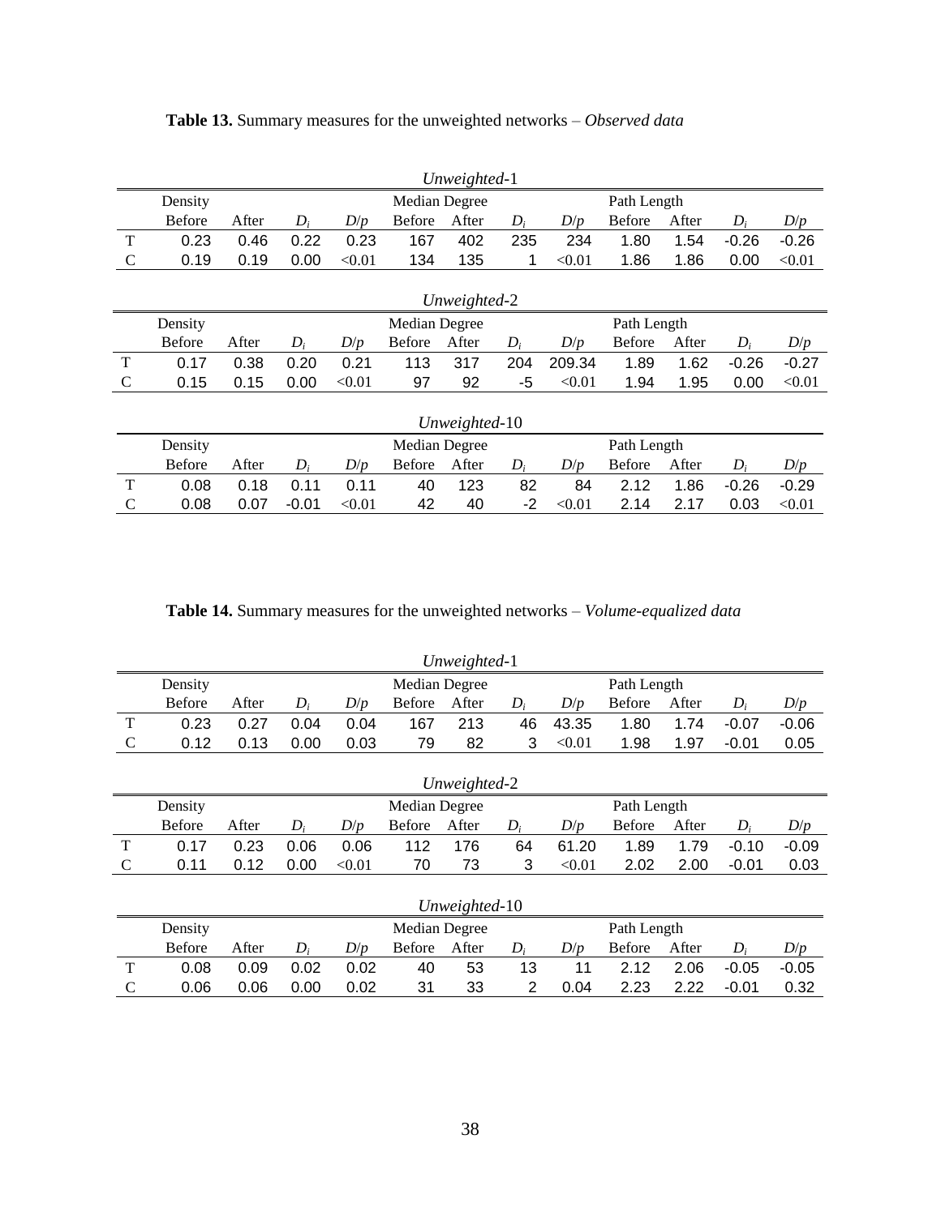**Table 13.** Summary measures for the unweighted networks – *Observed data*

| | *Unweighted*-1 | | | | | | | | | | | |
|---|---|---|---|---|---|---|---|---|---|---|---|---|
| | Density | | | | Median Degree | | | | Path Length | | | |
| | Before | After | $D_i$ | $D/p$ | Before | After | $D_i$ | $D/p$ | Before | After | $D_i$ | $D/p$ |
| T | 0.23 | 0.46 | 0.22 | 0.23 | 167 | 402 | 235 | 234 | 1.80 | 1.54 | -0.26 | -0.26 |
| C | 0.19 | 0.19 | 0.00 | <0.01 | 134 | 135 | 1 | <0.01 | 1.86 | 1.86 | 0.00 | <0.01 |

| | *Unweighted*-2 | | | | | | | | | | | |
|---|---|---|---|---|---|---|---|---|---|---|---|---|
| | Density | | | | Median Degree | | | | Path Length | | | |
| | Before | After | $D_i$ | $D/p$ | Before | After | $D_i$ | $D/p$ | Before | After | $D_i$ | $D/p$ |
| T | 0.17 | 0.38 | 0.20 | 0.21 | 113 | 317 | 204 | 209.34 | 1.89 | 1.62 | -0.26 | -0.27 |
| C | 0.15 | 0.15 | 0.00 | <0.01 | 97 | 92 | -5 | <0.01 | 1.94 | 1.95 | 0.00 | <0.01 |

| | *Unweighted*-10 | | | | | | | | | | | |
|---|---|---|---|---|---|---|---|---|---|---|---|---|
| | Density | | | | Median Degree | | | | Path Length | | | |
| | Before | After | $D_i$ | $D/p$ | Before | After | $D_i$ | $D/p$ | Before | After | $D_i$ | $D/p$ |
| T | 0.08 | 0.18 | 0.11 | 0.11 | 40 | 123 | 82 | 84 | 2.12 | 1.86 | -0.26 | -0.29 |
| C | 0.08 | 0.07 | -0.01 | <0.01 | 42 | 40 | -2 | <0.01 | 2.14 | 2.17 | 0.03 | <0.01 |

**Table 14.** Summary measures for the unweighted networks – *Volume-equalized data*

| | *Unweighted*-1 | | | | | | | | | | | |
|---|---|---|---|---|---|---|---|---|---|---|---|---|
| | Density | | | | Median Degree | | | | Path Length | | | |
| | Before | After | $D_i$ | $D/p$ | Before | After | $D_i$ | $D/p$ | Before | After | $D_i$ | $D/p$ |
| T | 0.23 | 0.27 | 0.04 | 0.04 | 167 | 213 | 46 | 43.35 | 1.80 | 1.74 | -0.07 | -0.06 |
| C | 0.12 | 0.13 | 0.00 | 0.03 | 79 | 82 | 3 | <0.01 | 1.98 | 1.97 | -0.01 | 0.05 |

| | *Unweighted*-2 | | | | | | | | | | | |
|---|---|---|---|---|---|---|---|---|---|---|---|---|
| | Density | | | | Median Degree | | | | Path Length | | | |
| | Before | After | $D_i$ | $D/p$ | Before | After | $D_i$ | $D/p$ | Before | After | $D_i$ | $D/p$ |
| T | 0.17 | 0.23 | 0.06 | 0.06 | 112 | 176 | 64 | 61.20 | 1.89 | 1.79 | -0.10 | -0.09 |
| C | 0.11 | 0.12 | 0.00 | <0.01 | 70 | 73 | 3 | <0.01 | 2.02 | 2.00 | -0.01 | 0.03 |

| | *Unweighted*-10 | | | | | | | | | | | |
|---|---|---|---|---|---|---|---|---|---|---|---|---|
| | Density | | | | Median Degree | | | | Path Length | | | |
| | Before | After | $D_i$ | $D/p$ | Before | After | $D_i$ | $D/p$ | Before | After | $D_i$ | $D/p$ |
| T | 0.08 | 0.09 | 0.02 | 0.02 | 40 | 53 | 13 | 11 | 2.12 | 2.06 | -0.05 | -0.05 |
| C | 0.06 | 0.06 | 0.00 | 0.02 | 31 | 33 | 2 | 0.04 | 2.23 | 2.22 | -0.01 | 0.32 |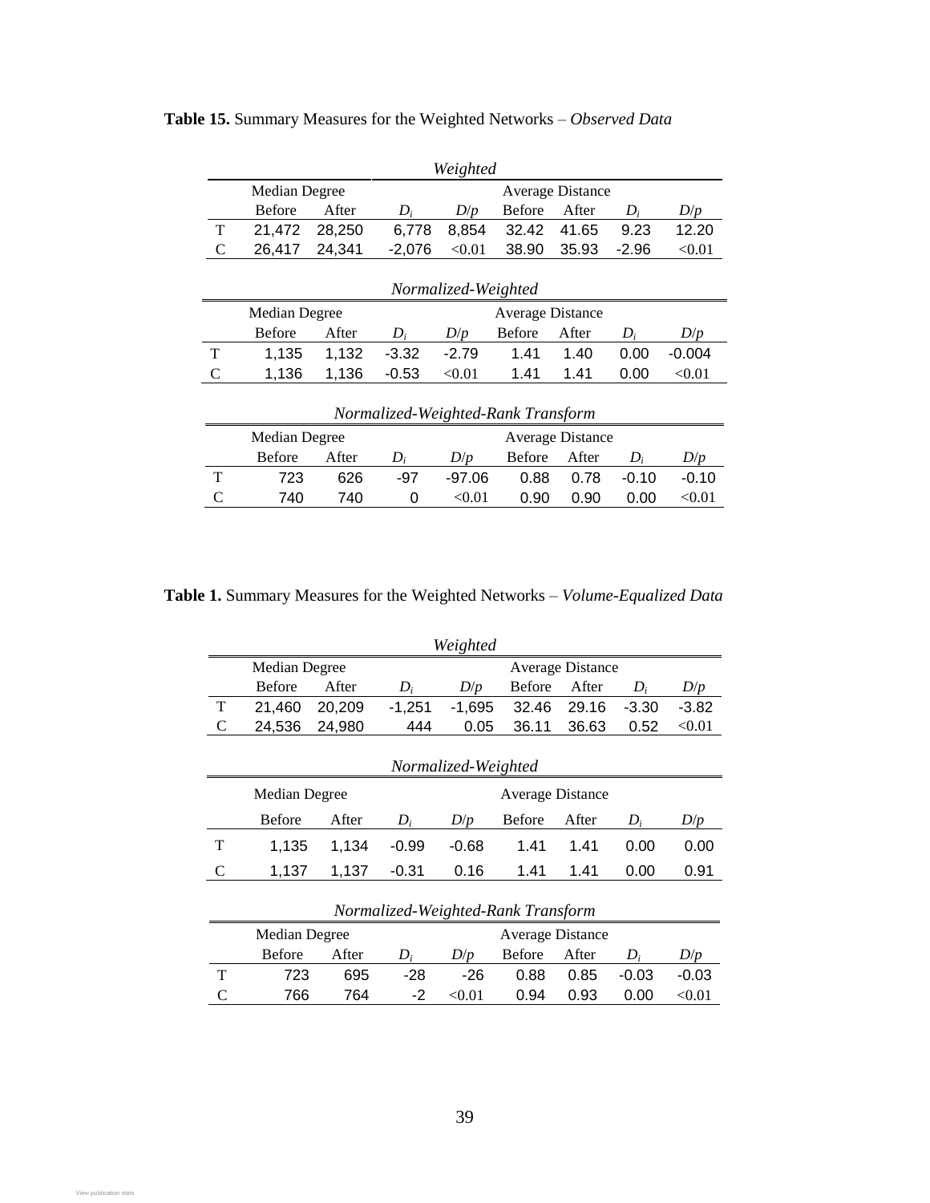**Table 15.** Summary Measures for the Weighted Networks – *Observed Data*

*Weighted*

| | Median Degree | | | | Average Distance | | | |
|---|---|---|---|---|---|---|---|---|
| | Before | After | $D_i$ | $D/p$ | Before | After | $D_i$ | $D/p$ |
| T | 21,472 | 28,250 | 6,778 | 8,854 | 32.42 | 41.65 | 9.23 | 12.20 |
| C | 26,417 | 24,341 | -2,076 | <0.01 | 38.90 | 35.93 | -2.96 | <0.01 |

*Normalized-Weighted*

| | Median Degree | | | | Average Distance | | | |
|---|---|---|---|---|---|---|---|---|
| | Before | After | $D_i$ | $D/p$ | Before | After | $D_i$ | $D/p$ |
| T | 1,135 | 1,132 | -3.32 | -2.79 | 1.41 | 1.40 | 0.00 | -0.004 |
| C | 1,136 | 1,136 | -0.53 | <0.01 | 1.41 | 1.41 | 0.00 | <0.01 |

*Normalized-Weighted-Rank Transform*

| | Median Degree | | | | Average Distance | | | |
|---|---|---|---|---|---|---|---|---|
| | Before | After | $D_i$ | $D/p$ | Before | After | $D_i$ | $D/p$ |
| T | 723 | 626 | -97 | -97.06 | 0.88 | 0.78 | -0.10 | -0.10 |
| C | 740 | 740 | 0 | <0.01 | 0.90 | 0.90 | 0.00 | <0.01 |

**Table 1.** Summary Measures for the Weighted Networks – *Volume-Equalized Data*

*Weighted*

| | Median Degree | | | | Average Distance | | | |
|---|---|---|---|---|---|---|---|---|
| | Before | After | $D_i$ | $D/p$ | Before | After | $D_i$ | $D/p$ |
| T | 21,460 | 20,209 | -1,251 | -1,695 | 32.46 | 29.16 | -3.30 | -3.82 |
| C | 24,536 | 24,980 | 444 | 0.05 | 36.11 | 36.63 | 0.52 | <0.01 |

*Normalized-Weighted*

| | Median Degree | | | | Average Distance | | | |
|---|---|---|---|---|---|---|---|---|
| | Before | After | $D_i$ | $D/p$ | Before | After | $D_i$ | $D/p$ |
| T | 1,135 | 1,134 | -0.99 | -0.68 | 1.41 | 1.41 | 0.00 | 0.00 |
| C | 1,137 | 1,137 | -0.31 | 0.16 | 1.41 | 1.41 | 0.00 | 0.91 |

*Normalized-Weighted-Rank Transform*

| | Median Degree | | | | Average Distance | | | |
|---|---|---|---|---|---|---|---|---|
| | Before | After | $D_i$ | $D/p$ | Before | After | $D_i$ | $D/p$ |
| T | 723 | 695 | -28 | -26 | 0.88 | 0.85 | -0.03 | -0.03 |
| C | 766 | 764 | -2 | <0.01 | 0.94 | 0.93 | 0.00 | <0.01 |